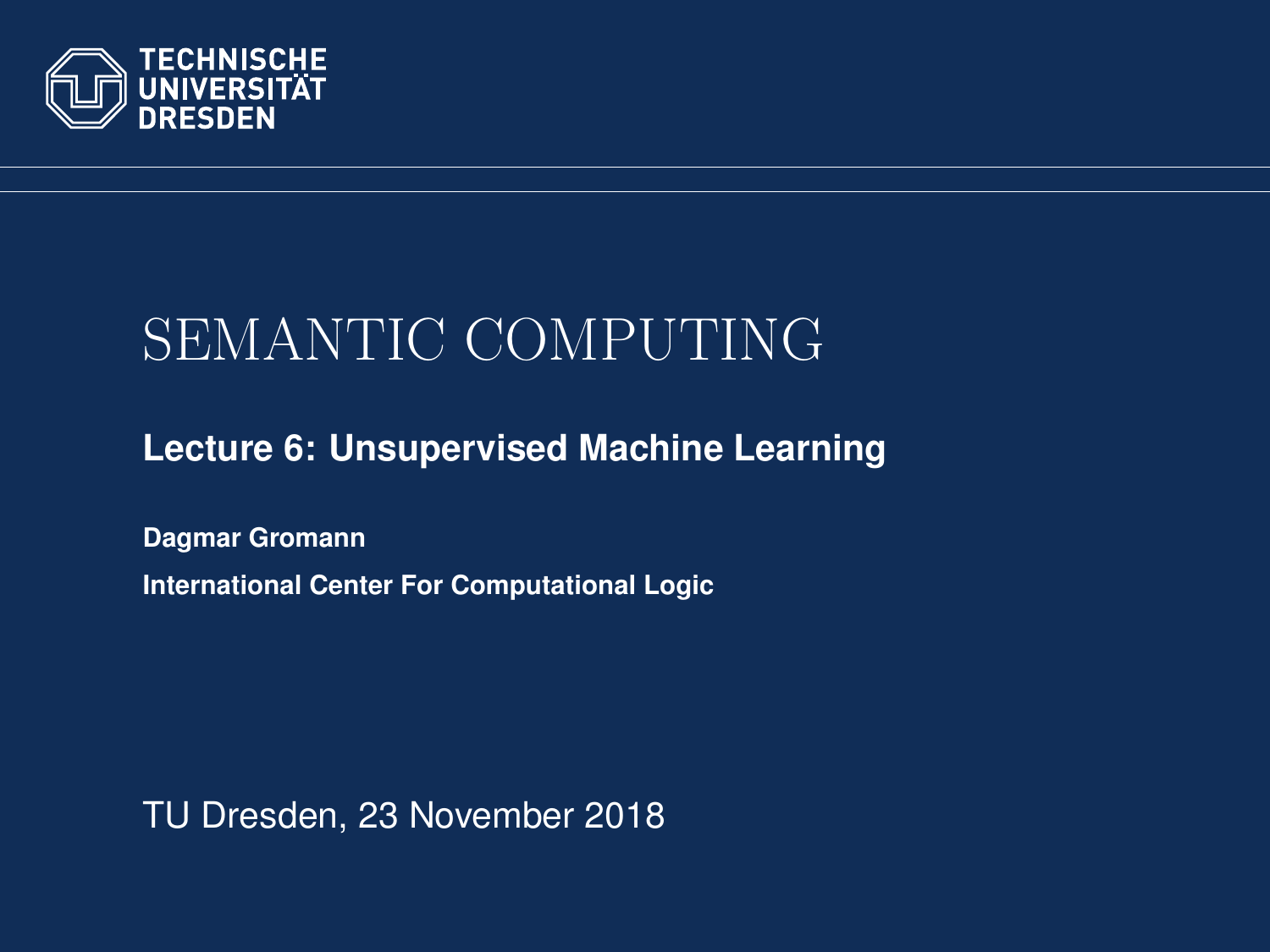TECHNISCHE UNIVERSITÄT DRESDEN

# SEMANTIC COMPUTING

## Lecture 6: Unsupervised Machine Learning

**Dagmar Gromann**

**International Center For Computational Logic**

TU Dresden, 23 November 2018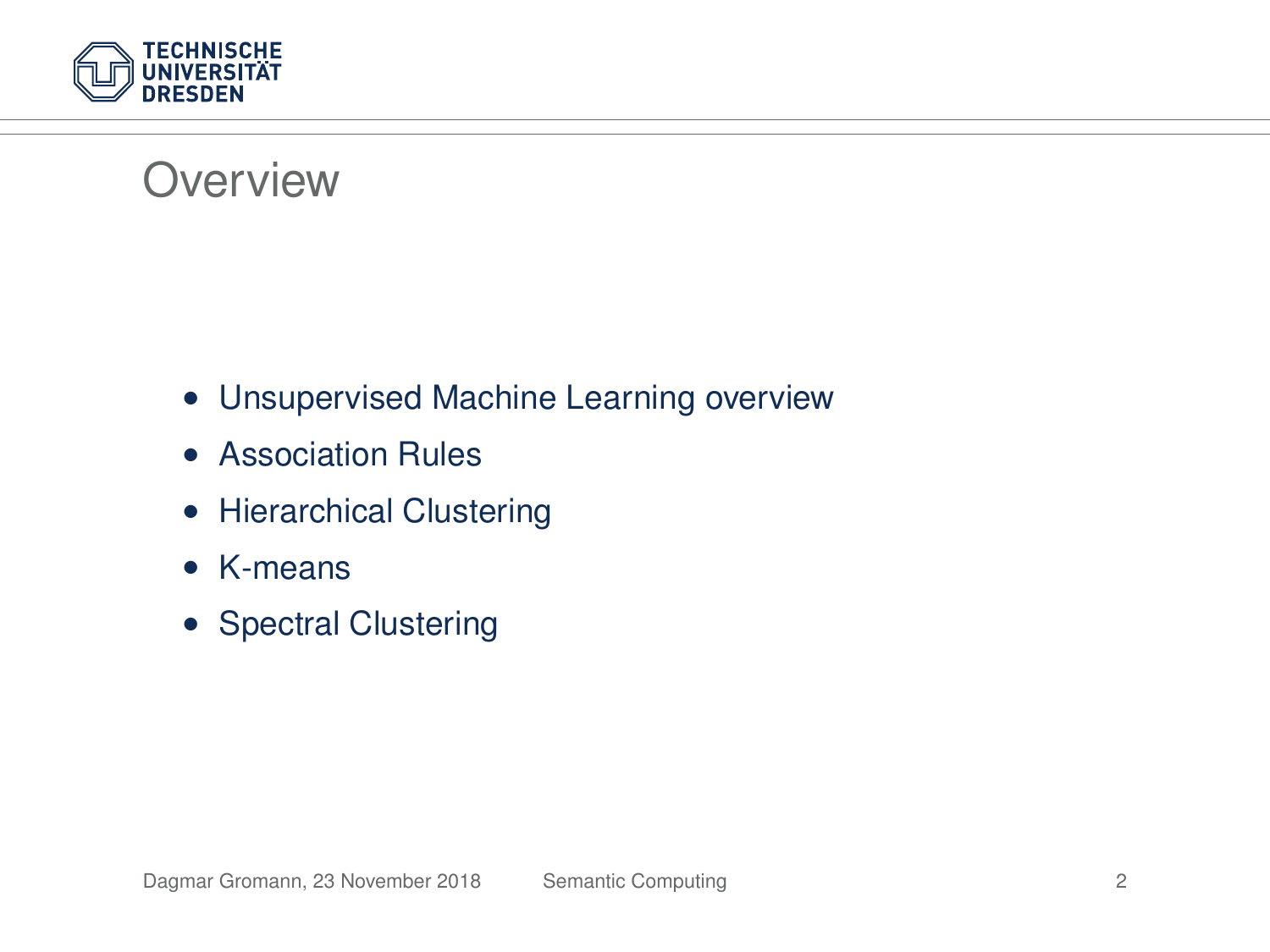# Overview

- Unsupervised Machine Learning overview
- Association Rules
- Hierarchical Clustering
- K-means
- Spectral Clustering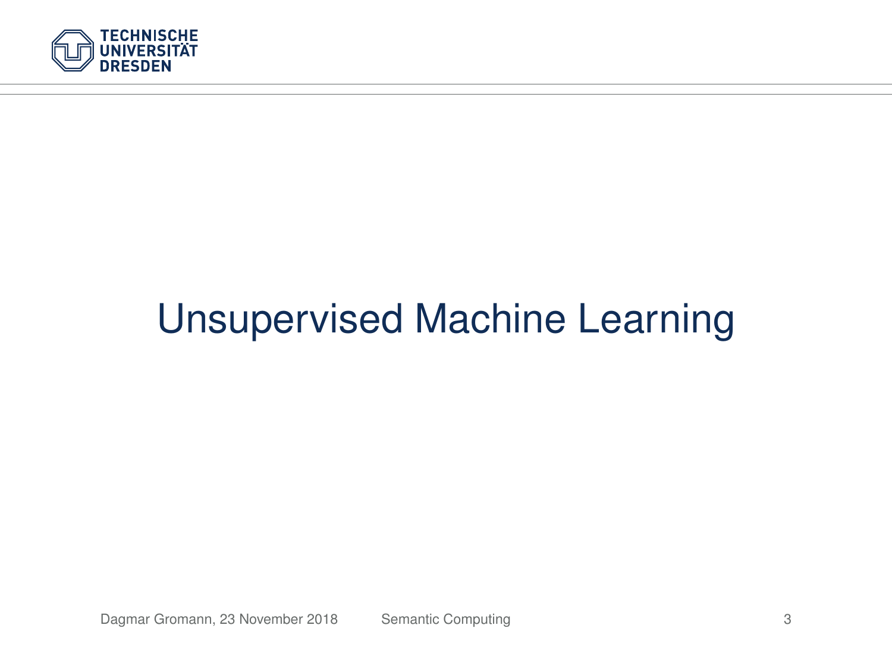# Unsupervised Machine Learning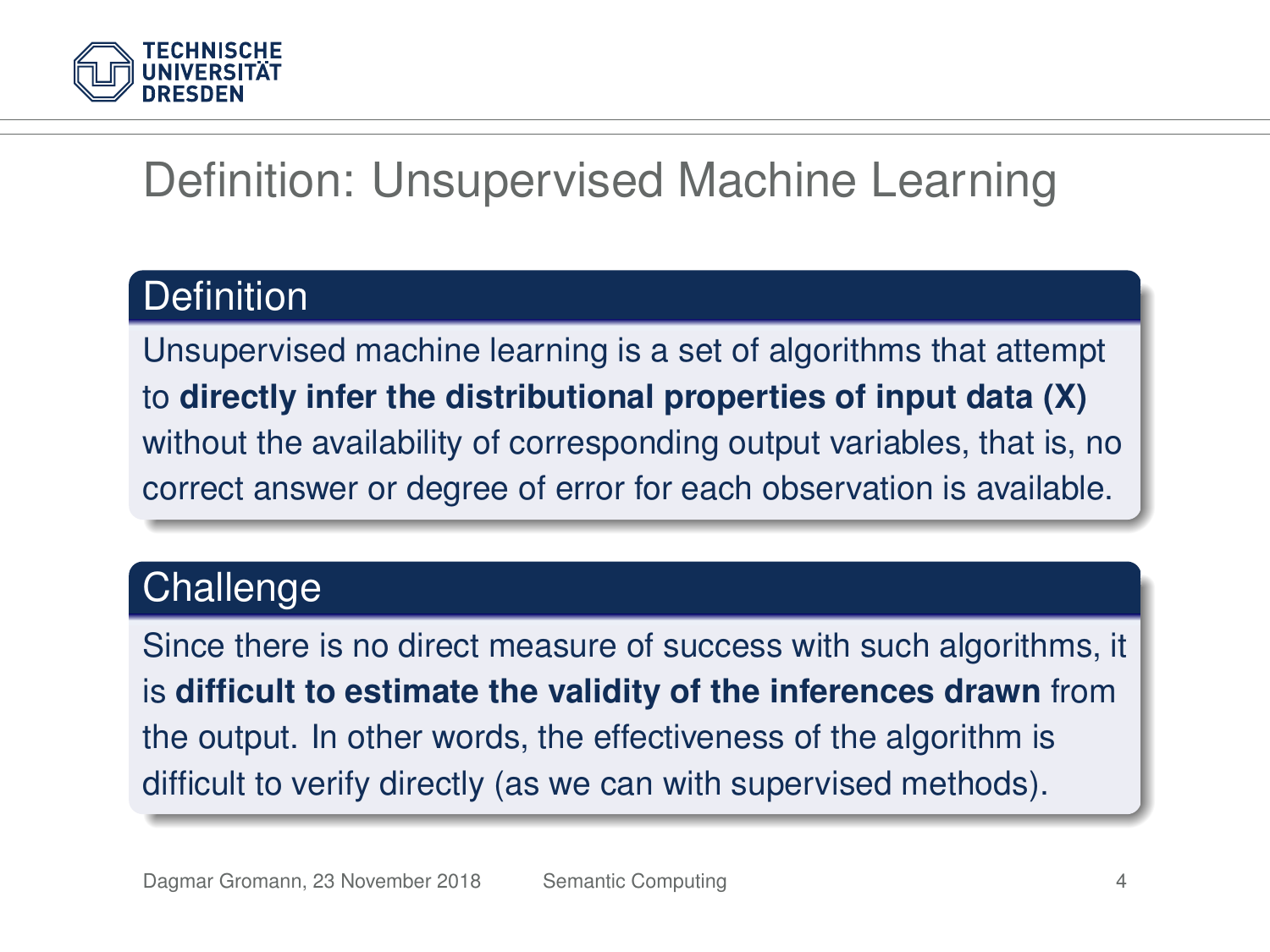# Definition: Unsupervised Machine Learning

## Definition

Unsupervised machine learning is a set of algorithms that attempt to **directly infer the distributional properties of input data (X)** without the availability of corresponding output variables, that is, no correct answer or degree of error for each observation is available.

## Challenge

Since there is no direct measure of success with such algorithms, it is **difficult to estimate the validity of the inferences drawn** from the output. In other words, the effectiveness of the algorithm is difficult to verify directly (as we can with supervised methods).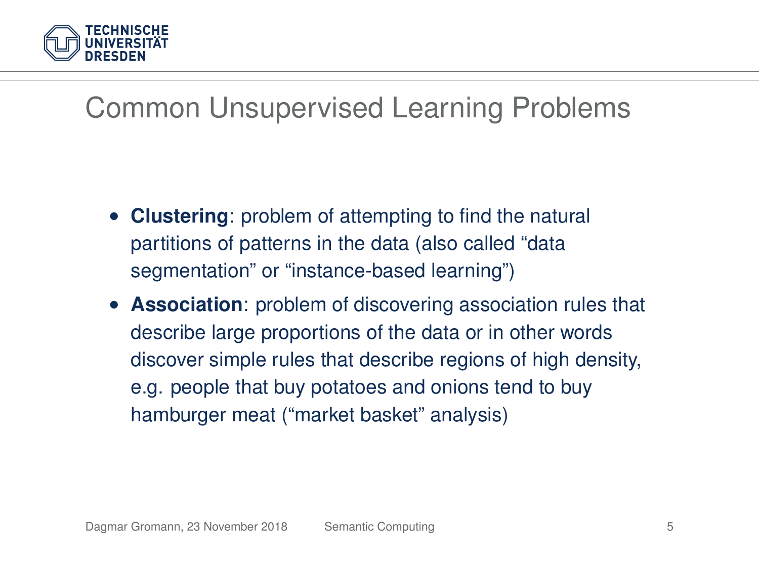# Common Unsupervised Learning Problems

- **Clustering**: problem of attempting to find the natural partitions of patterns in the data (also called “data segmentation” or “instance-based learning”)
- **Association**: problem of discovering association rules that describe large proportions of the data or in other words discover simple rules that describe regions of high density, e.g. people that buy potatoes and onions tend to buy hamburger meat (“market basket” analysis)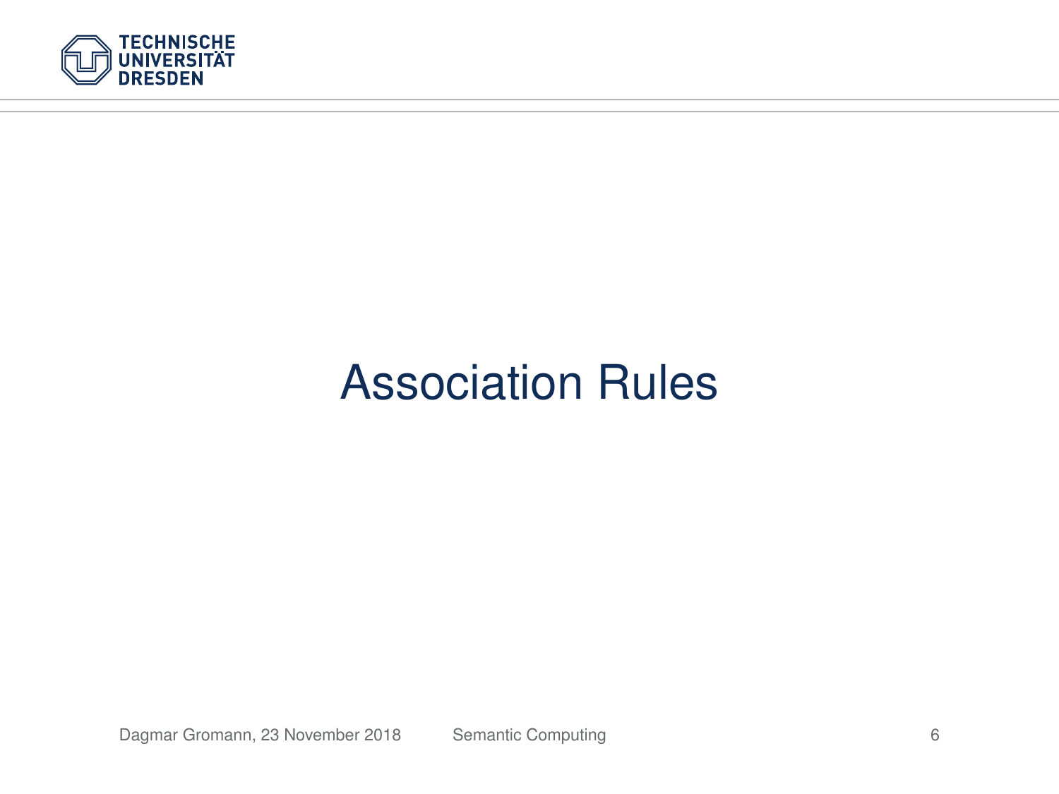# Association Rules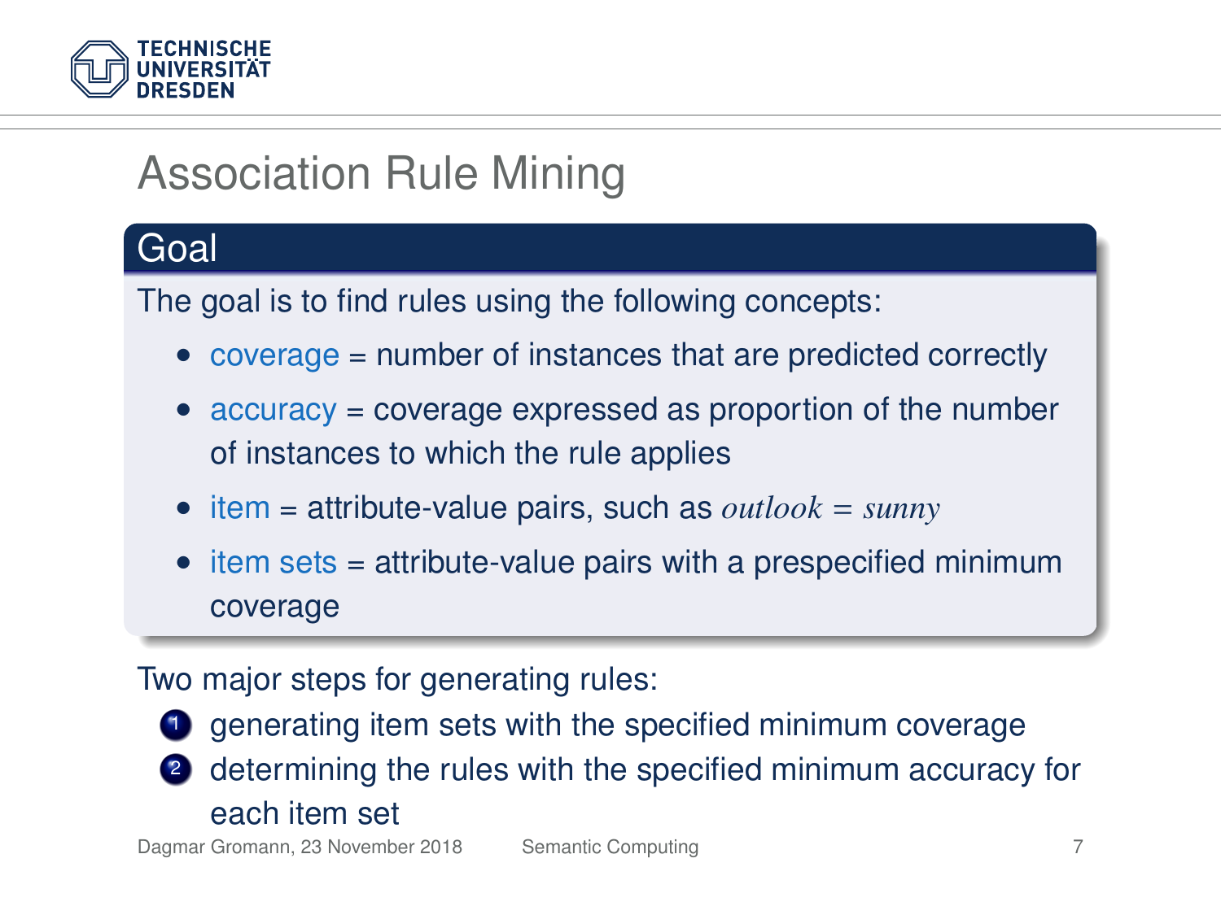# Association Rule Mining

## Goal

The goal is to find rules using the following concepts:

- coverage = number of instances that are predicted correctly
- accuracy = coverage expressed as proportion of the number of instances to which the rule applies
- item = attribute-value pairs, such as $outlook = sunny$
- item sets = attribute-value pairs with a prespecified minimum coverage

Two major steps for generating rules:

1. generating item sets with the specified minimum coverage
2. determining the rules with the specified minimum accuracy for each item set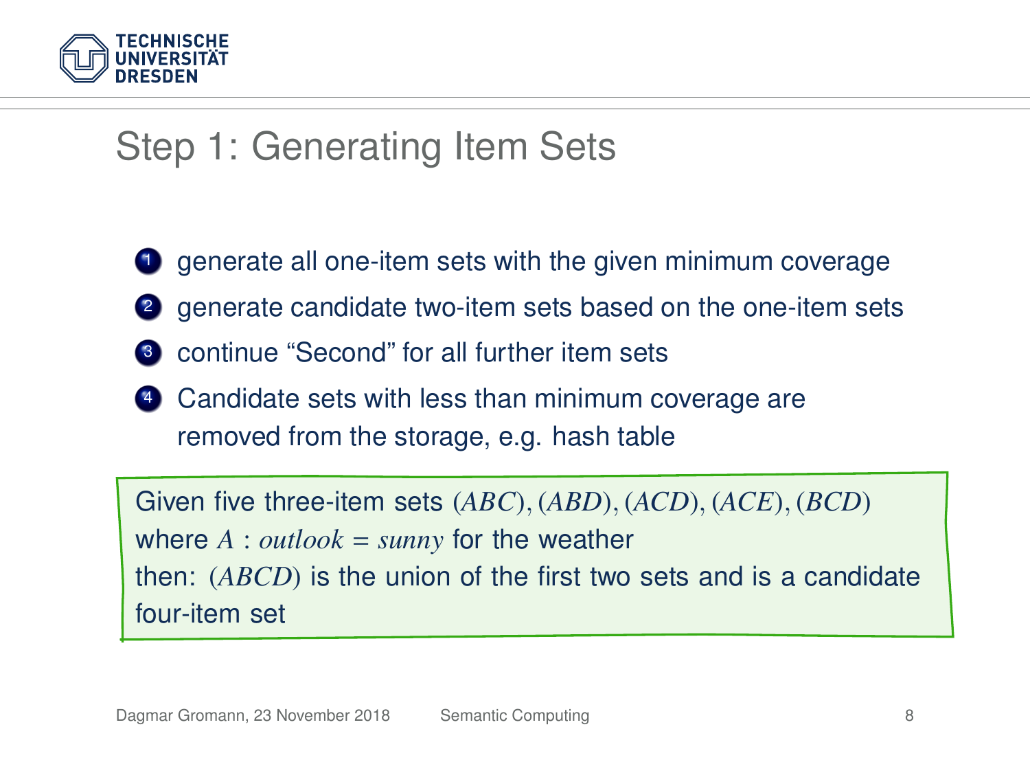# Step 1: Generating Item Sets

1. generate all one-item sets with the given minimum coverage
2. generate candidate two-item sets based on the one-item sets
3. continue “Second” for all further item sets
4. Candidate sets with less than minimum coverage are removed from the storage, e.g. hash table

Given five three-item sets $(ABC), (ABD), (ACD), (ACE), (BCD)$ where $A : outlook = sunny$ for the weather
then: $(ABCD)$ is the union of the first two sets and is a candidate four-item set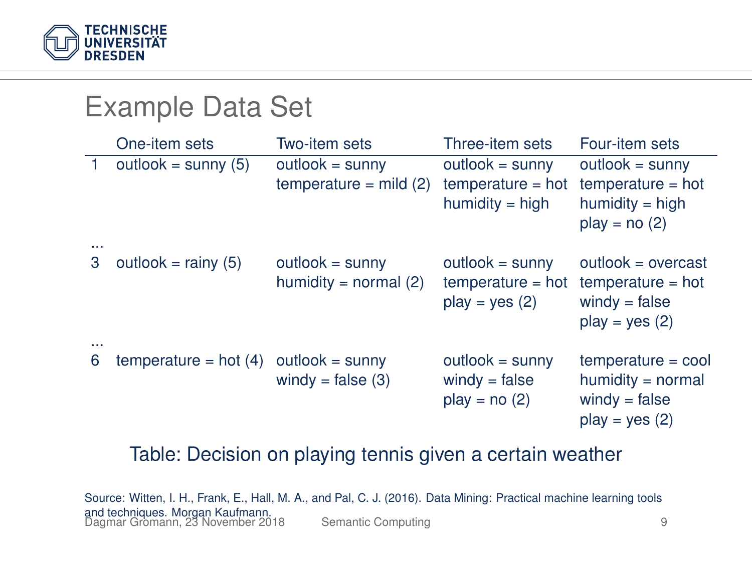# Example Data Set

|  | One-item sets | Two-item sets | Three-item sets | Four-item sets |
|---|---|---|---|---|
| 1 | outlook = sunny (5) | outlook = sunny temperature = mild (2) | outlook = sunny temperature = hot humidity = high | outlook = sunny temperature = hot humidity = high play = no (2) |
| ... | | | | |
| 3 | outlook = rainy (5) | outlook = sunny humidity = normal (2) | outlook = sunny temperature = hot play = yes (2) | outlook = overcast temperature = hot windy = false play = yes (2) |
| ... | | | | |
| 6 | temperature = hot (4) | outlook = sunny windy = false (3) | outlook = sunny windy = false play = no (2) | temperature = cool humidity = normal windy = false play = yes (2) |

Table: Decision on playing tennis given a certain weather

Source: Witten, I. H., Frank, E., Hall, M. A., and Pal, C. J. (2016). Data Mining: Practical machine learning tools and techniques. Morgan Kaufmann.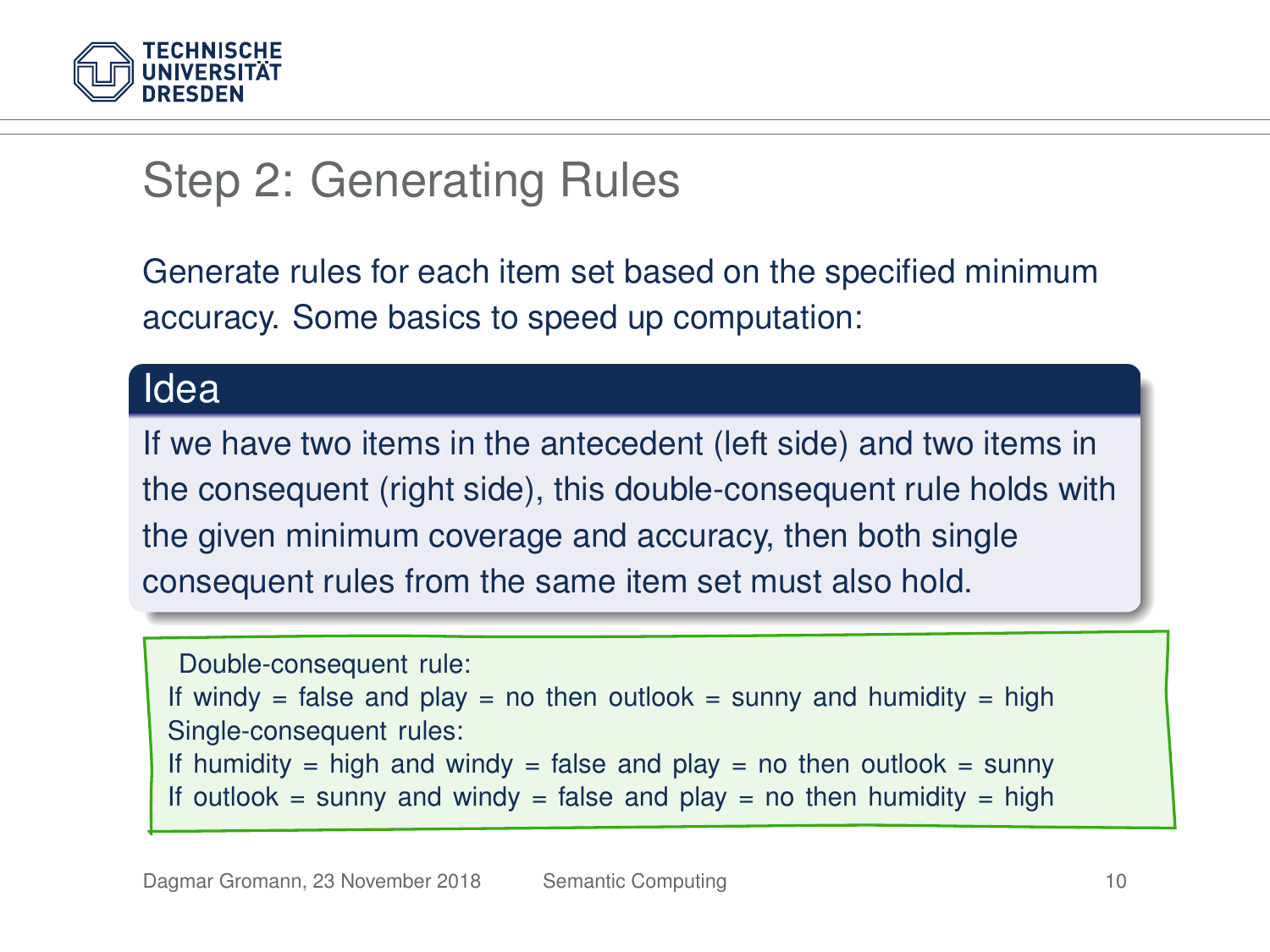# Step 2: Generating Rules

Generate rules for each item set based on the specified minimum accuracy. Some basics to speed up computation:

### Idea

If we have two items in the antecedent (left side) and two items in the consequent (right side), this double-consequent rule holds with the given minimum coverage and accuracy, then both single consequent rules from the same item set must also hold.

Double-consequent rule:
If windy = false and play = no then outlook = sunny and humidity = high
Single-consequent rules:
If humidity = high and windy = false and play = no then outlook = sunny
If outlook = sunny and windy = false and play = no then humidity = high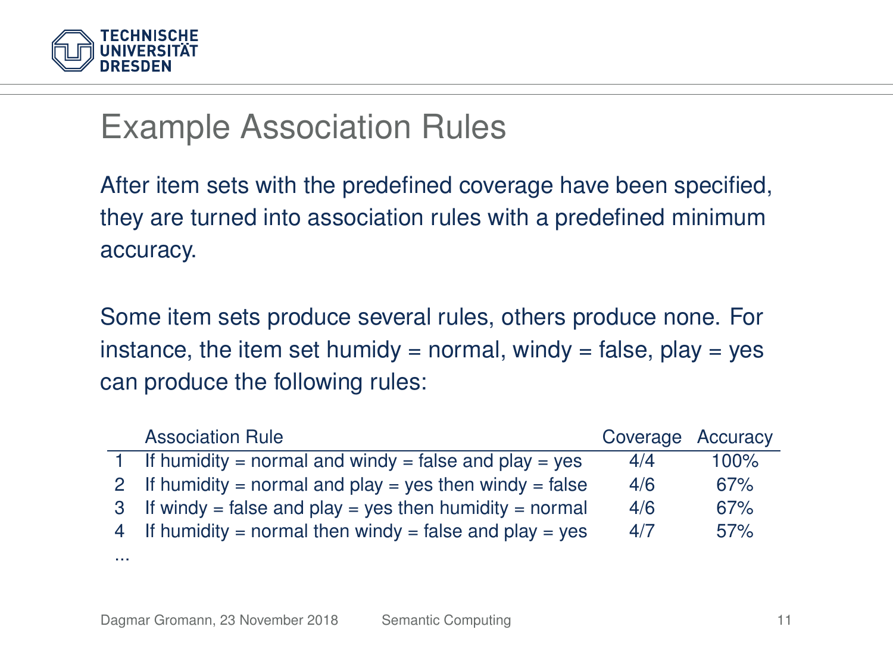# Example Association Rules

After item sets with the predefined coverage have been specified, they are turned into association rules with a predefined minimum accuracy.

Some item sets produce several rules, others produce none. For instance, the item set humidy = normal, windy = false, play = yes can produce the following rules:

| | Association Rule | Coverage | Accuracy |
|---|---|---|---|
| 1 | If humidity = normal and windy = false and play = yes | 4/4 | 100% |
| 2 | If humidity = normal and play = yes then windy = false | 4/6 | 67% |
| 3 | If windy = false and play = yes then humidity = normal | 4/6 | 67% |
| 4 | If humidity = normal then windy = false and play = yes | 4/7 | 57% |
| ... | | | |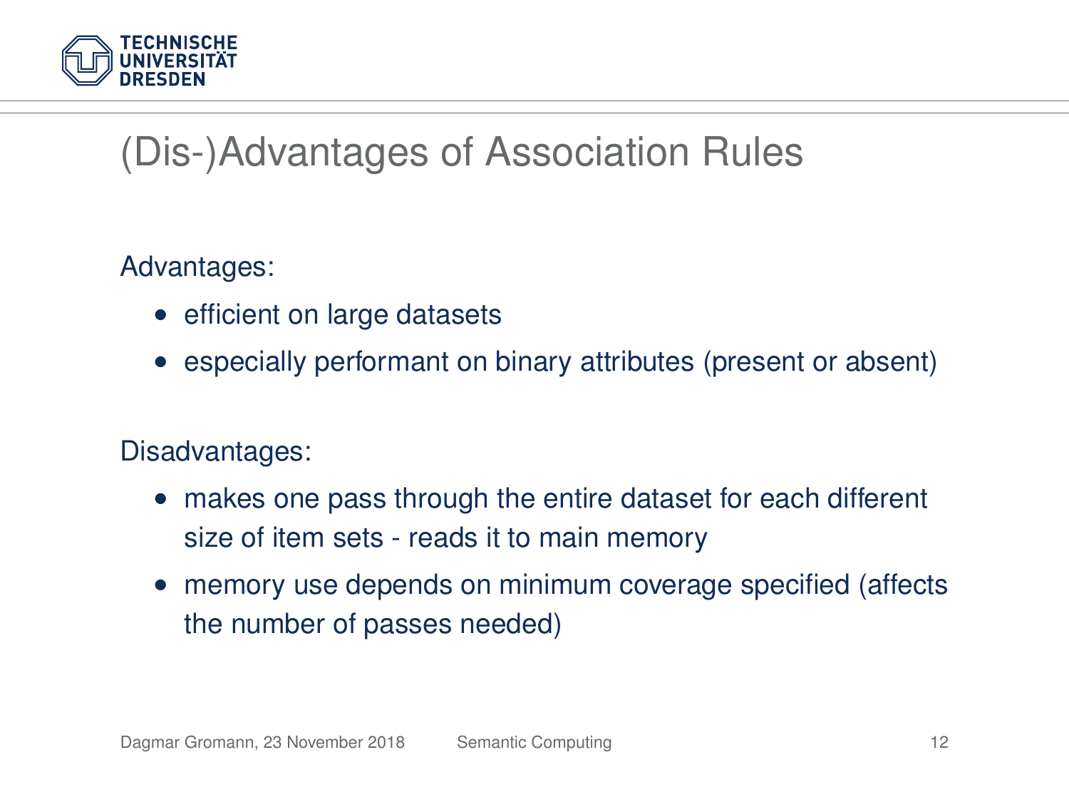# (Dis-)Advantages of Association Rules

Advantages:

- efficient on large datasets
- especially performant on binary attributes (present or absent)

Disadvantages:

- makes one pass through the entire dataset for each different size of item sets - reads it to main memory
- memory use depends on minimum coverage specified (affects the number of passes needed)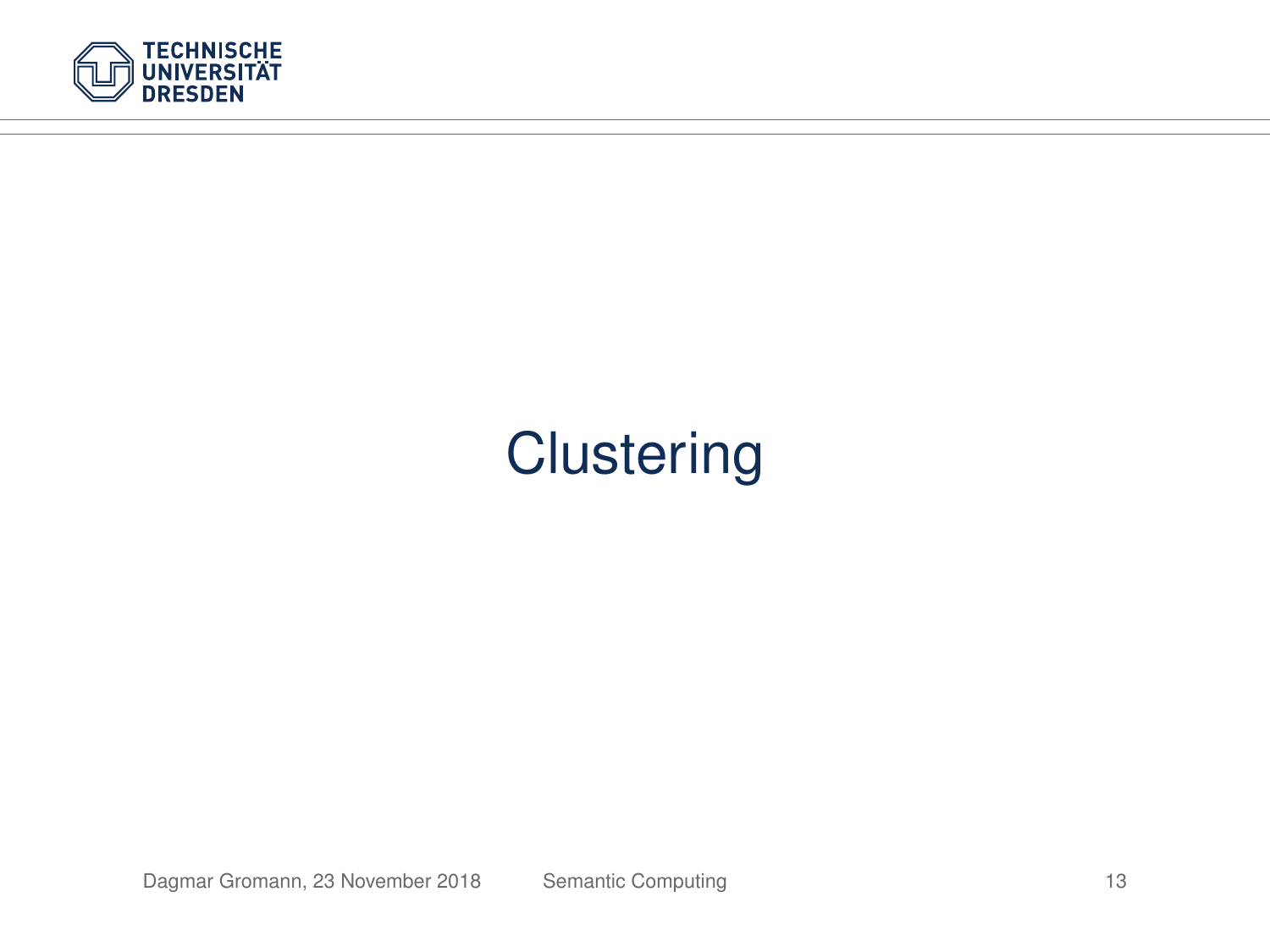# Clustering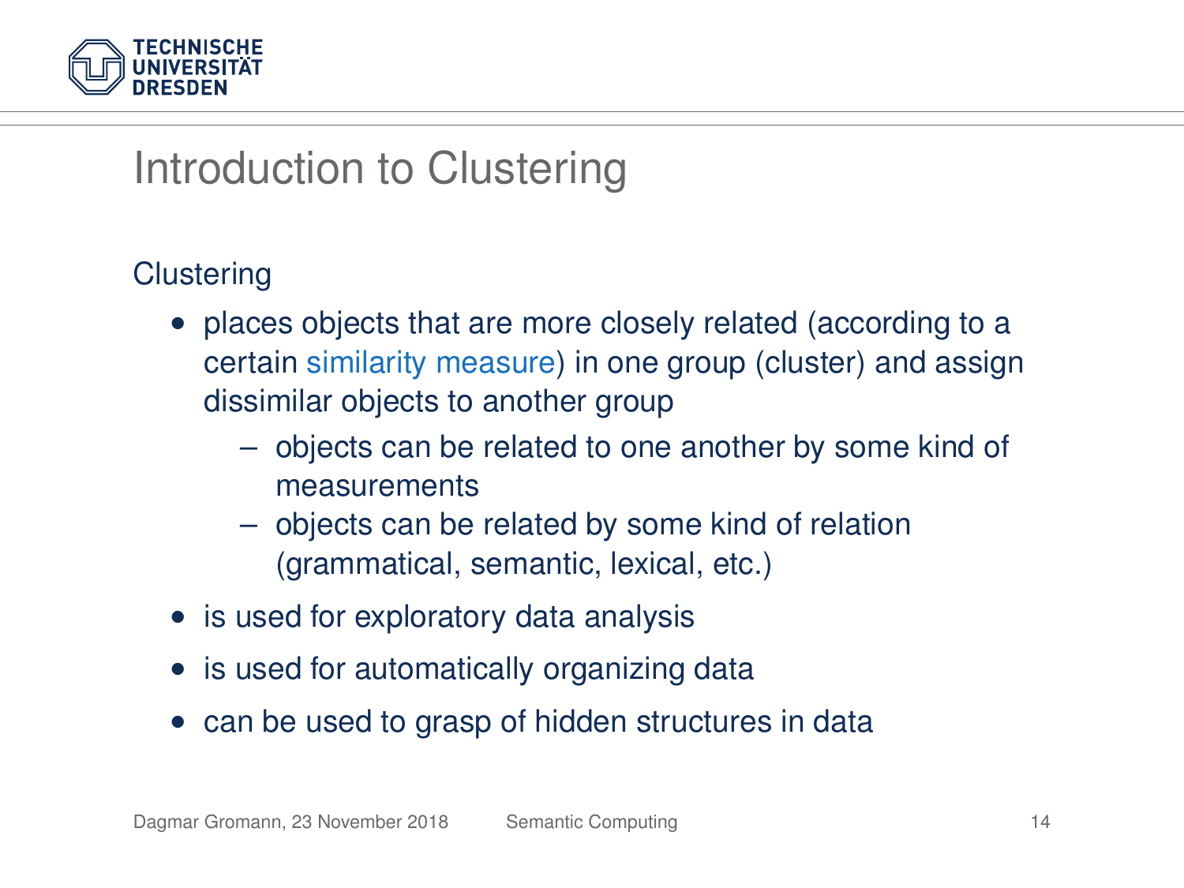# Introduction to Clustering

Clustering

- places objects that are more closely related (according to a certain similarity measure) in one group (cluster) and assign dissimilar objects to another group
  - objects can be related to one another by some kind of measurements
  - objects can be related by some kind of relation (grammatical, semantic, lexical, etc.)
- is used for exploratory data analysis
- is used for automatically organizing data
- can be used to grasp of hidden structures in data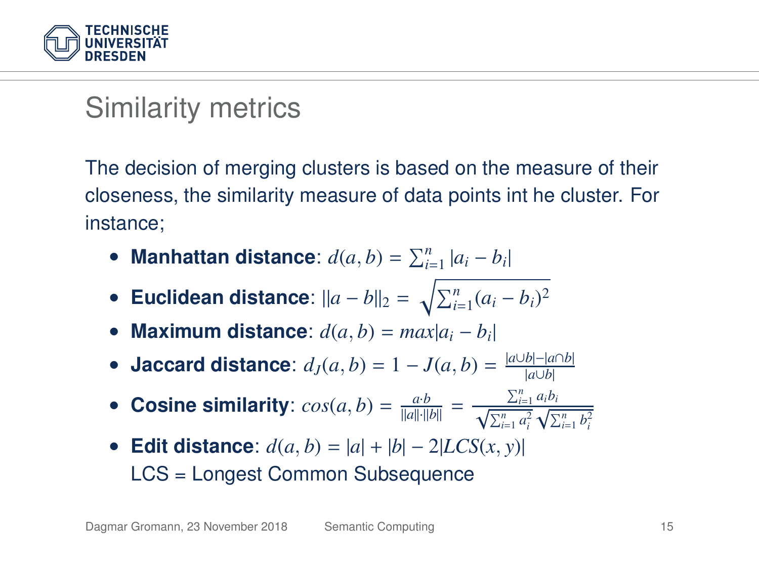# Similarity metrics

The decision of merging clusters is based on the measure of their closeness, the similarity measure of data points int he cluster. For instance;

- **Manhattan distance**: $d(a, b) = \sum_{i=1}^{n} |a_i - b_i|$
- **Euclidean distance**: $||a - b||_2 = \sqrt{\sum_{i=1}^{n} (a_i - b_i)^2}$
- **Maximum distance**: $d(a, b) = max|a_i - b_i|$
- **Jaccard distance**: $d_J(a, b) = 1 - J(a, b) = \frac{|a \cup b| - |a \cap b|}{|a \cup b|}$
- **Cosine similarity**: $cos(a, b) = \frac{a \cdot b}{||a|| \cdot ||b||} = \frac{\sum_{i=1}^{n} a_i b_i}{\sqrt{\sum_{i=1}^{n} a_i^2} \sqrt{\sum_{i=1}^{n} b_i^2}}$
- **Edit distance**: $d(a, b) = |a| + |b| - 2|LCS(x, y)|$
  LCS = Longest Common Subsequence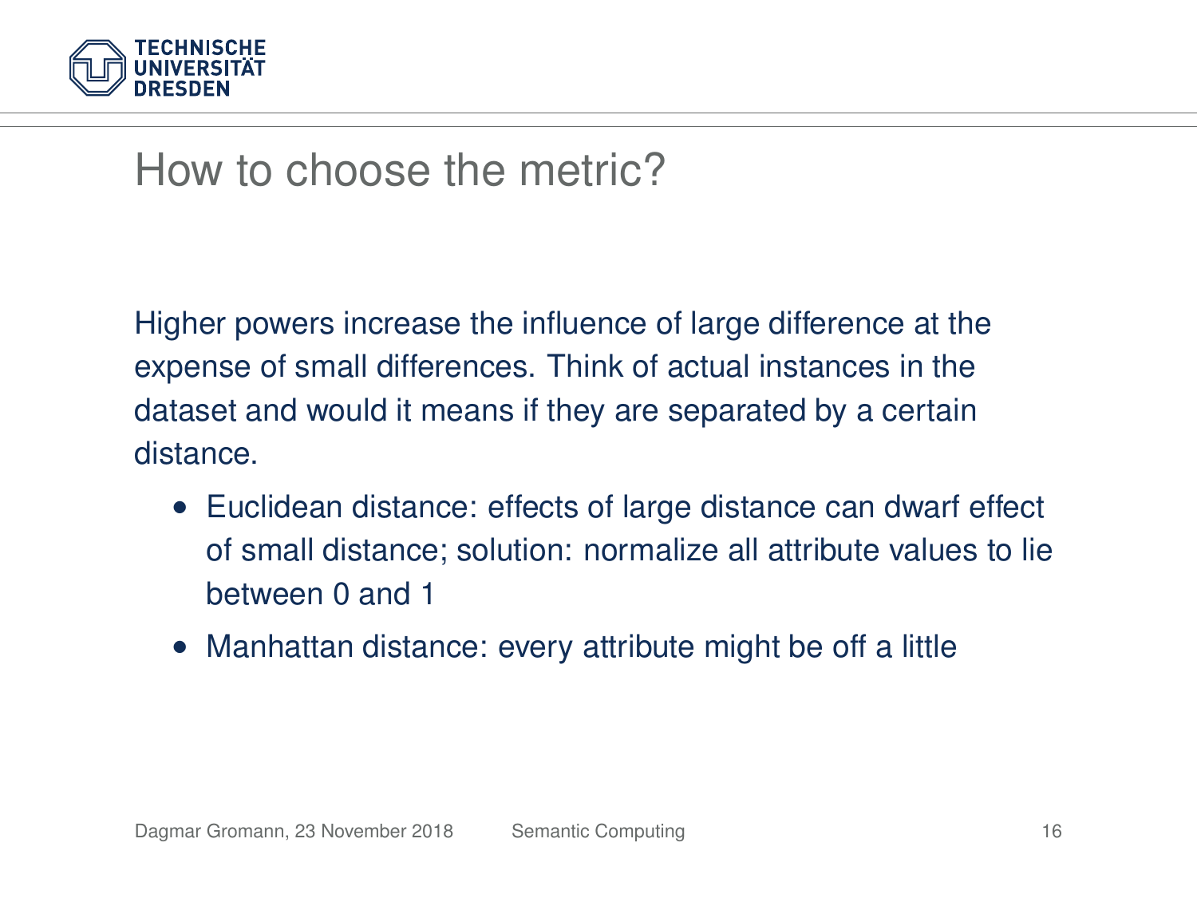# How to choose the metric?

Higher powers increase the influence of large difference at the expense of small differences. Think of actual instances in the dataset and would it means if they are separated by a certain distance.

- Euclidean distance: effects of large distance can dwarf effect of small distance; solution: normalize all attribute values to lie between 0 and 1
- Manhattan distance: every attribute might be off a little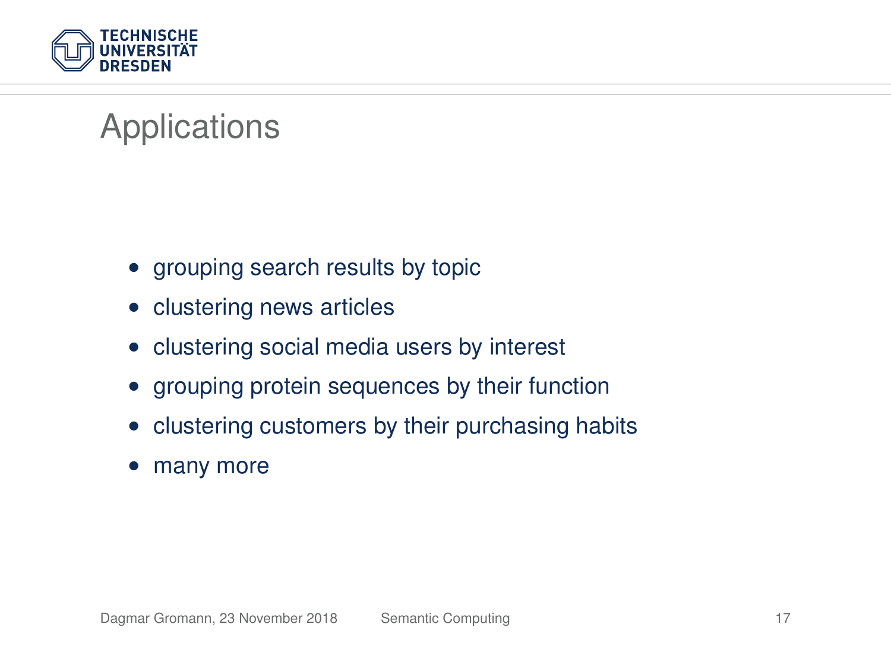# Applications

- grouping search results by topic
- clustering news articles
- clustering social media users by interest
- grouping protein sequences by their function
- clustering customers by their purchasing habits
- many more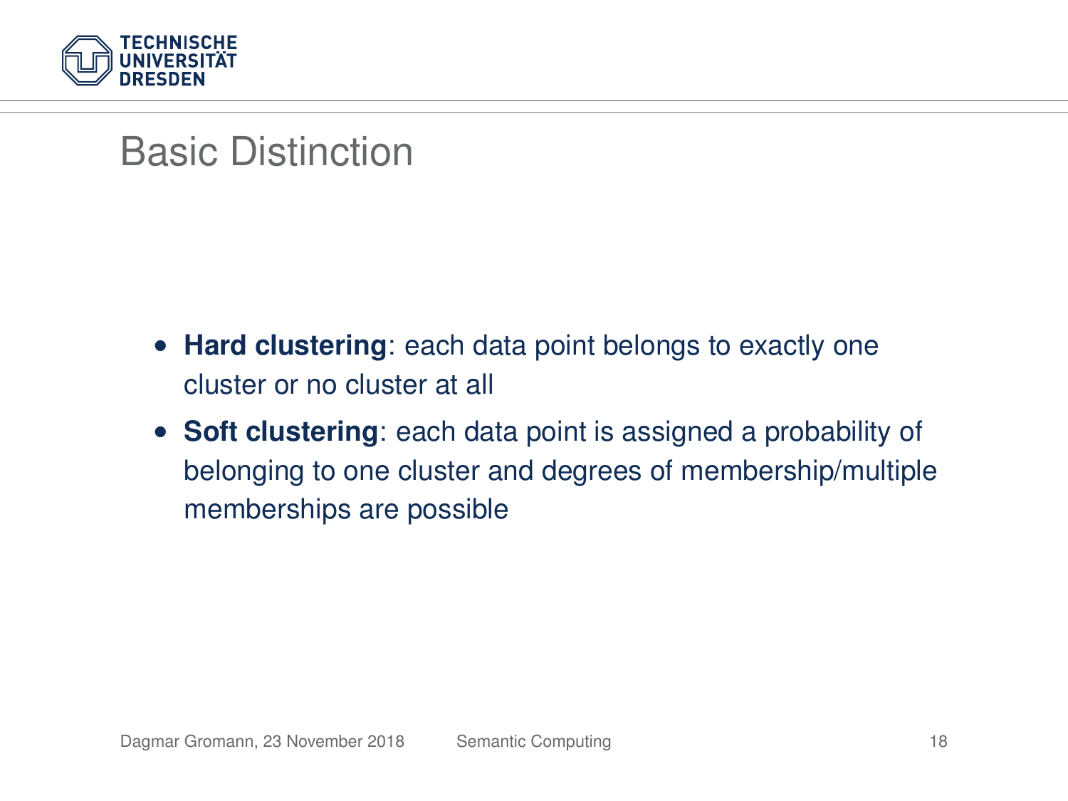# Basic Distinction

- **Hard clustering**: each data point belongs to exactly one cluster or no cluster at all
- **Soft clustering**: each data point is assigned a probability of belonging to one cluster and degrees of membership/multiple memberships are possible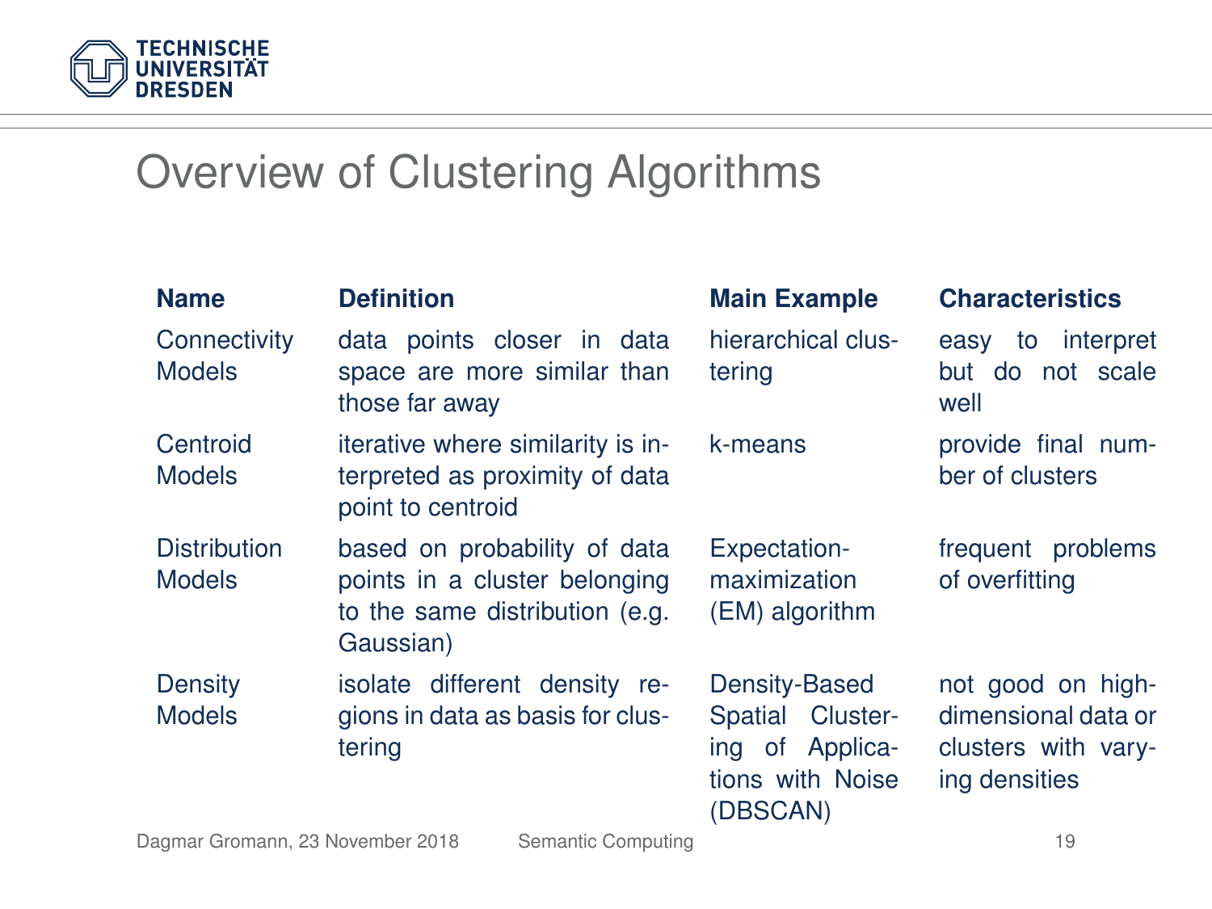# Overview of Clustering Algorithms

| Name | Definition | Main Example | Characteristics |
| --- | --- | --- | --- |
| Connectivity Models | data points closer in data space are more similar than those far away | hierarchical clustering | easy to interpret but do not scale well |
| Centroid Models | iterative where similarity is interpreted as proximity of data point to centroid | k-means | provide final number of clusters |
| Distribution Models | based on probability of data points in a cluster belonging to the same distribution (e.g. Gaussian) | Expectation-maximization (EM) algorithm | frequent problems of overfitting |
| Density Models | isolate different density regions in data as basis for clustering | Density-Based Spatial Clustering of Applications with Noise (DBSCAN) | not good on high-dimensional data or clusters with varying densities |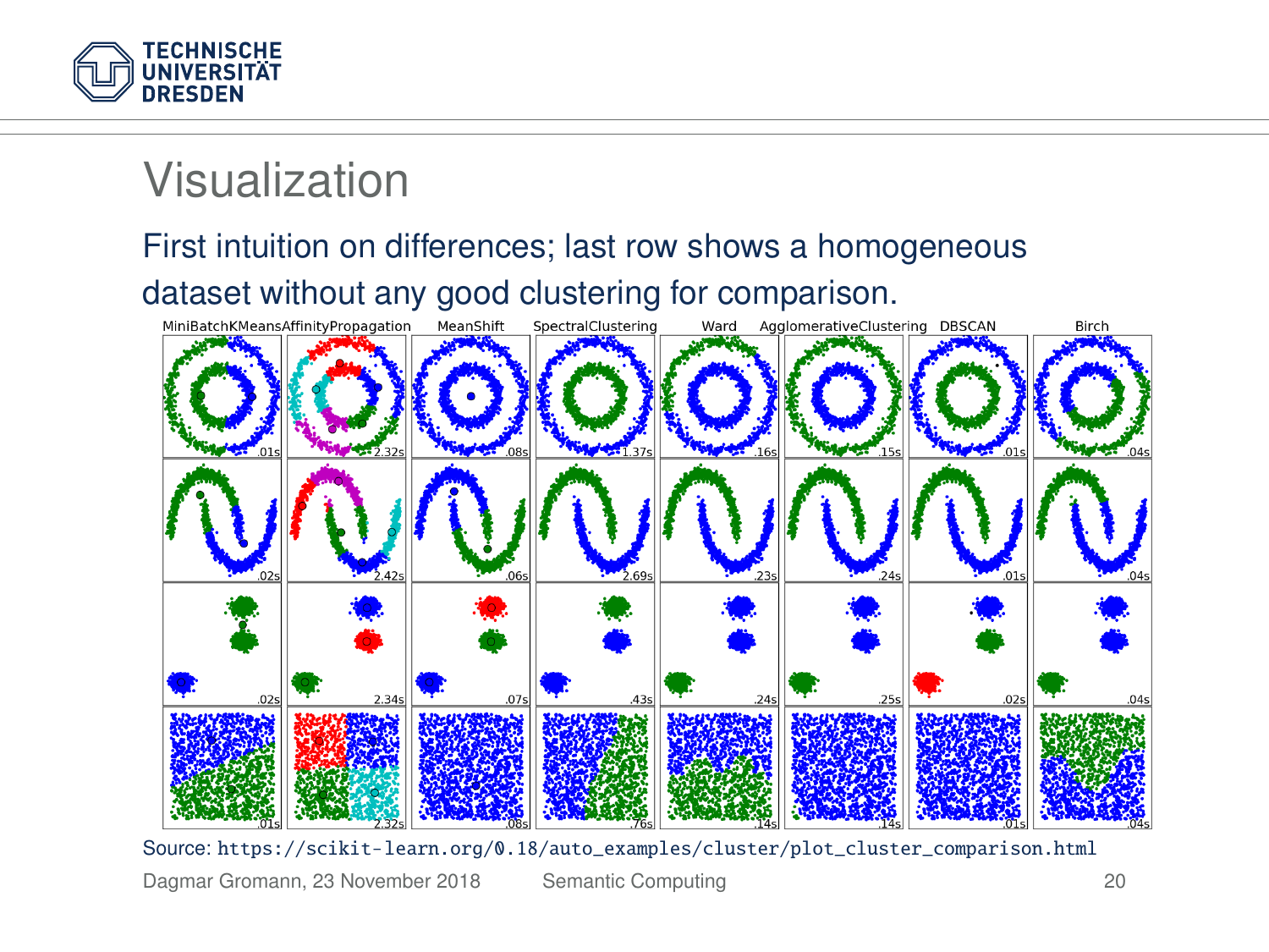# Visualization

First intuition on differences; last row shows a homogeneous dataset without any good clustering for comparison.

Source: https://scikit-learn.org/0.18/auto_examples/cluster/plot_cluster_comparison.html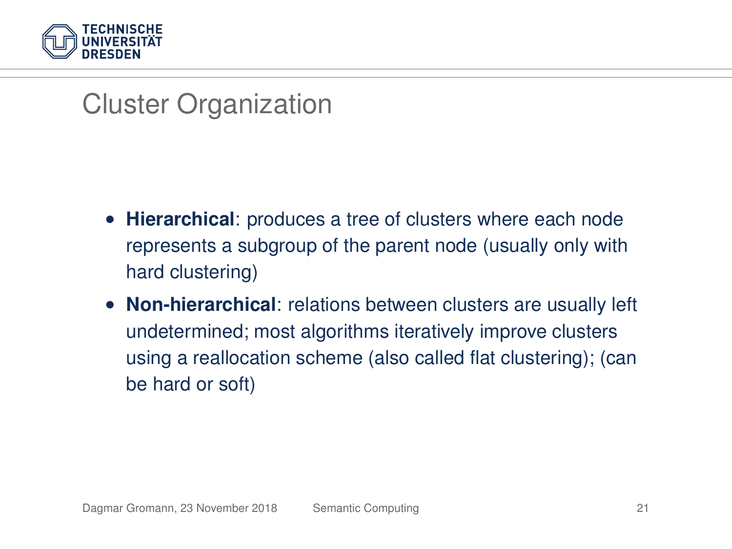# Cluster Organization

- **Hierarchical**: produces a tree of clusters where each node represents a subgroup of the parent node (usually only with hard clustering)
- **Non-hierarchical**: relations between clusters are usually left undetermined; most algorithms iteratively improve clusters using a reallocation scheme (also called flat clustering); (can be hard or soft)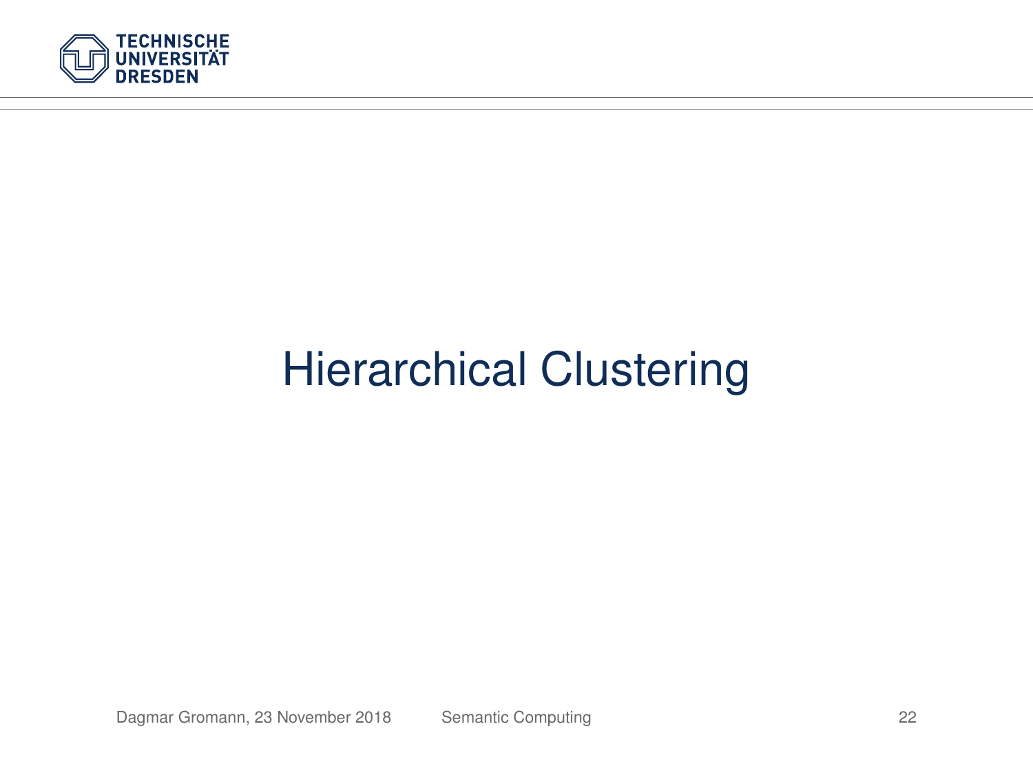# Hierarchical Clustering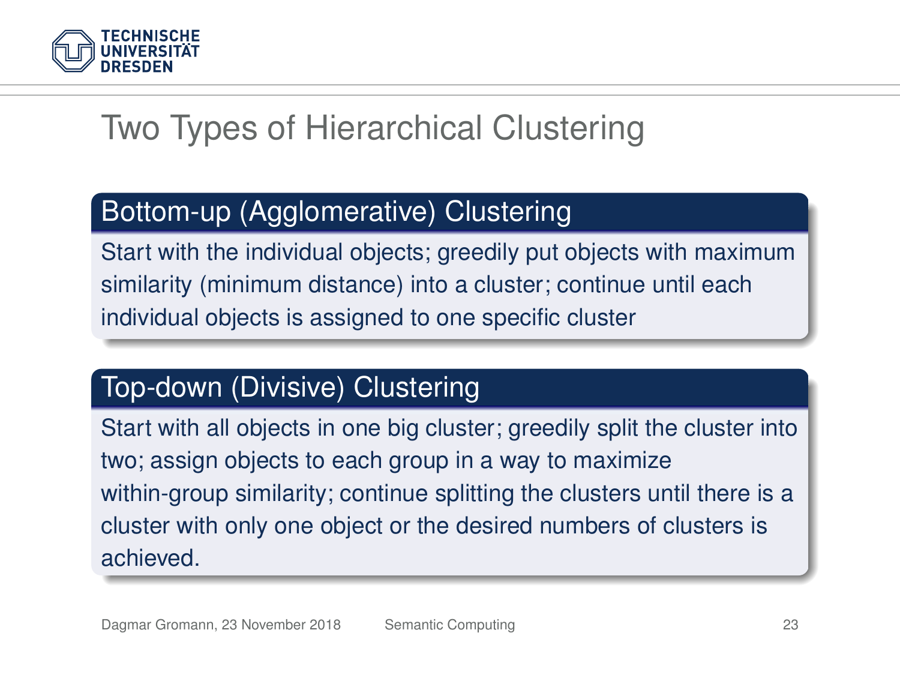# Two Types of Hierarchical Clustering

## Bottom-up (Agglomerative) Clustering

Start with the individual objects; greedily put objects with maximum similarity (minimum distance) into a cluster; continue until each individual objects is assigned to one specific cluster

## Top-down (Divisive) Clustering

Start with all objects in one big cluster; greedily split the cluster into two; assign objects to each group in a way to maximize within-group similarity; continue splitting the clusters until there is a cluster with only one object or the desired numbers of clusters is achieved.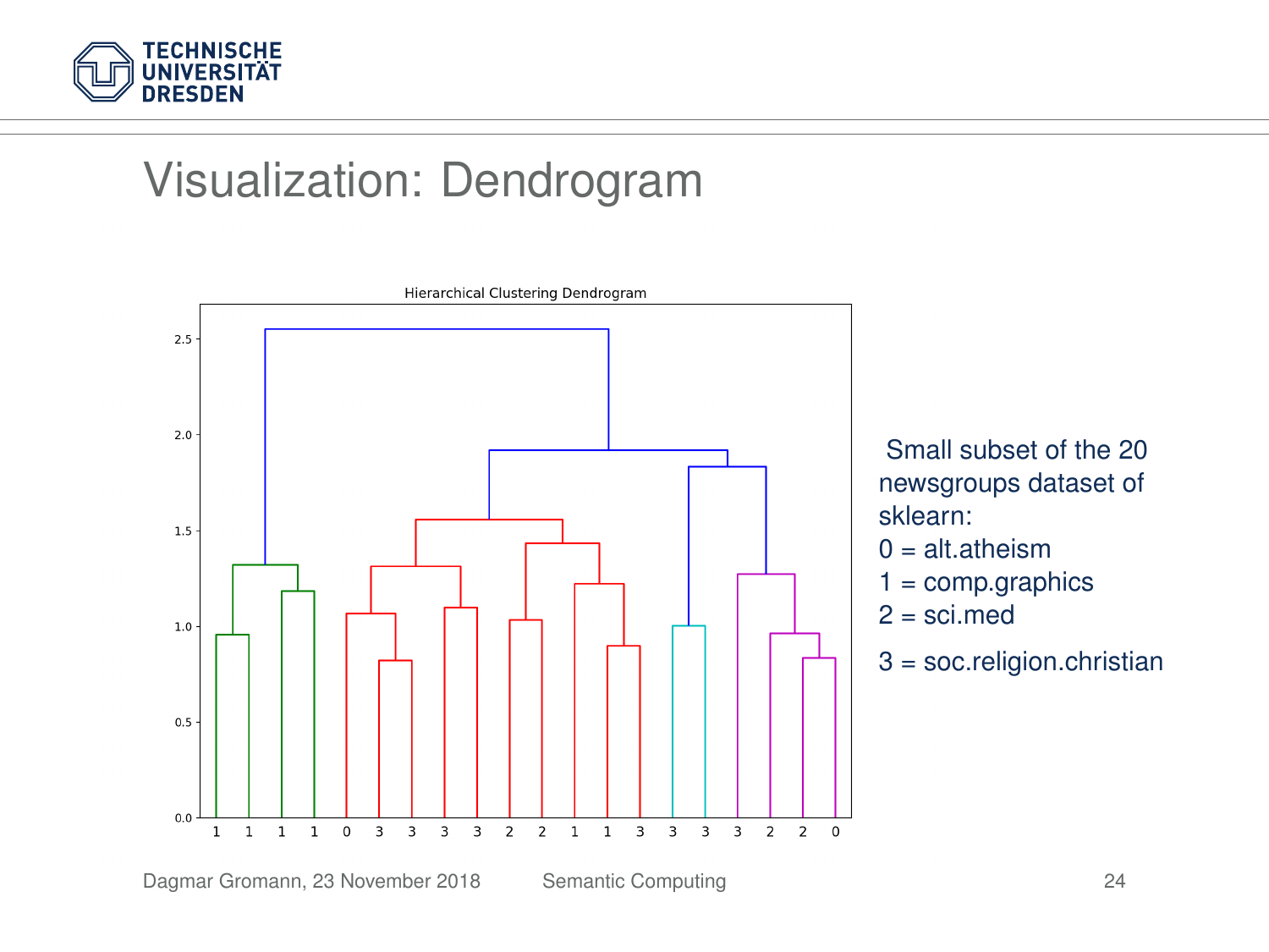# Visualization: Dendrogram

Small subset of the 20 newsgroups dataset of sklearn:

0 = alt.atheism
1 = comp.graphics
2 = sci.med
3 = soc.religion.christian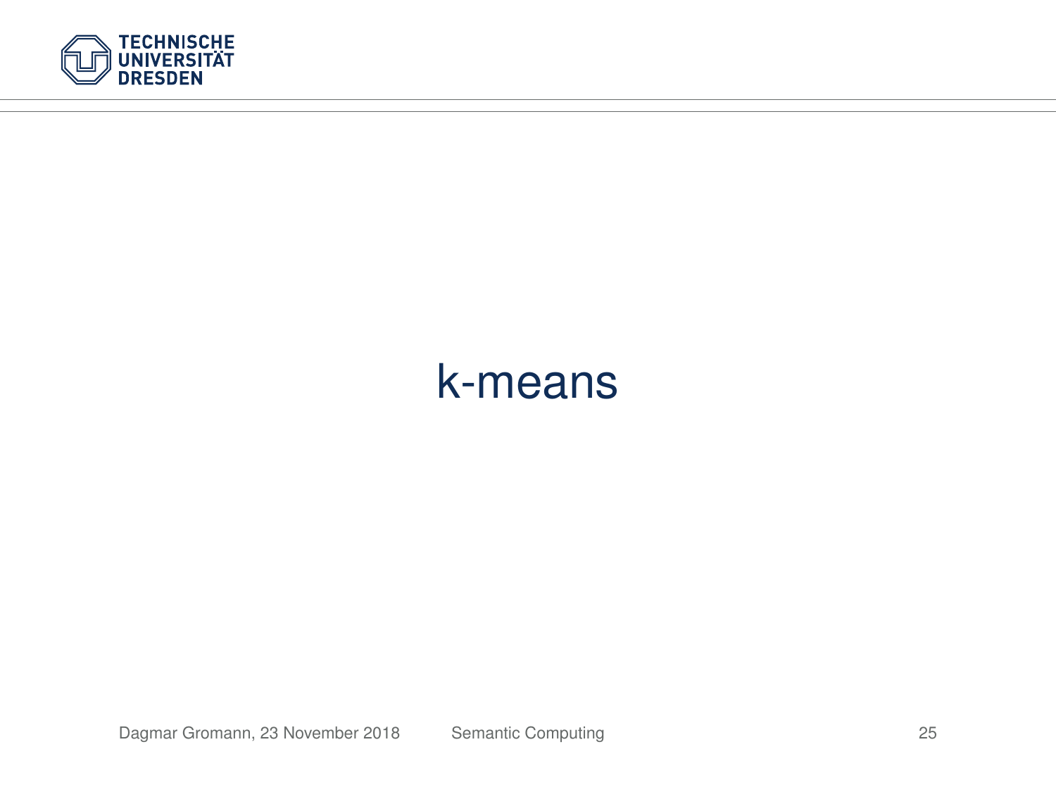# k-means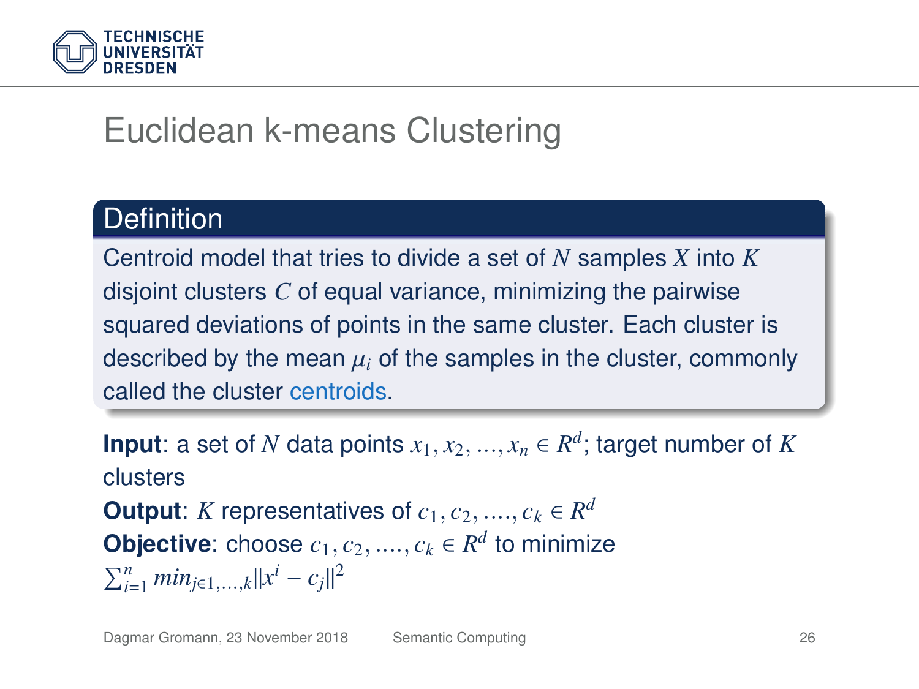# Euclidean k-means Clustering

## Definition

Centroid model that tries to divide a set of $N$ samples $X$ into $K$ disjoint clusters $C$ of equal variance, minimizing the pairwise squared deviations of points in the same cluster. Each cluster is described by the mean $\mu_i$ of the samples in the cluster, commonly called the cluster centroids.

**Input**: a set of $N$ data points $x_1, x_2, ..., x_n \in R^d$; target number of $K$ clusters

**Output**: $K$ representatives of $c_1, c_2, ...., c_k \in R^d$

**Objective**: choose $c_1, c_2, ...., c_k \in R^d$ to minimize $\sum_{i=1}^{n} min_{j \in 1,...,k} ||x^i - c_j||^2$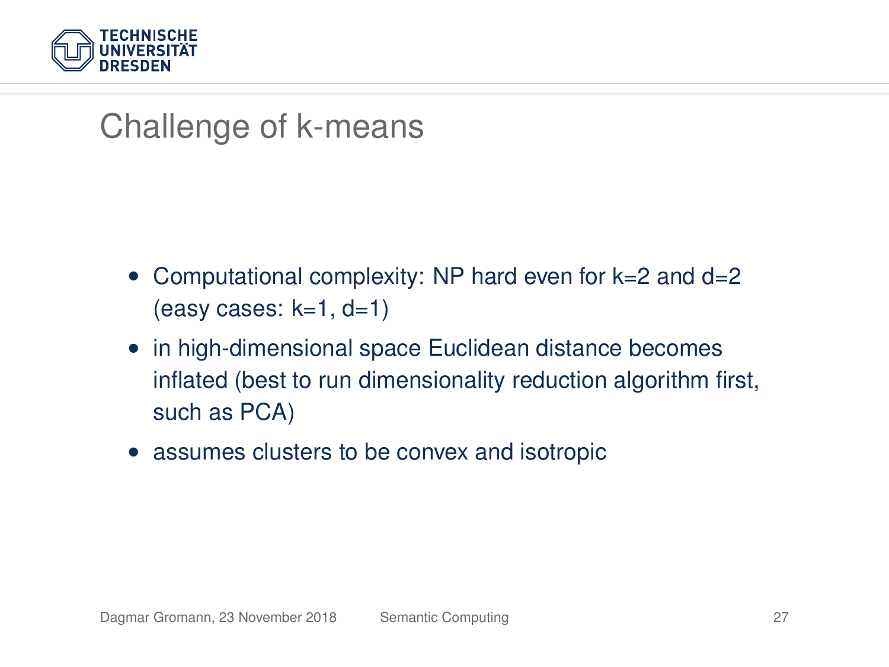# Challenge of k-means

- Computational complexity: NP hard even for k=2 and d=2 (easy cases: k=1, d=1)
- in high-dimensional space Euclidean distance becomes inflated (best to run dimensionality reduction algorithm first, such as PCA)
- assumes clusters to be convex and isotropic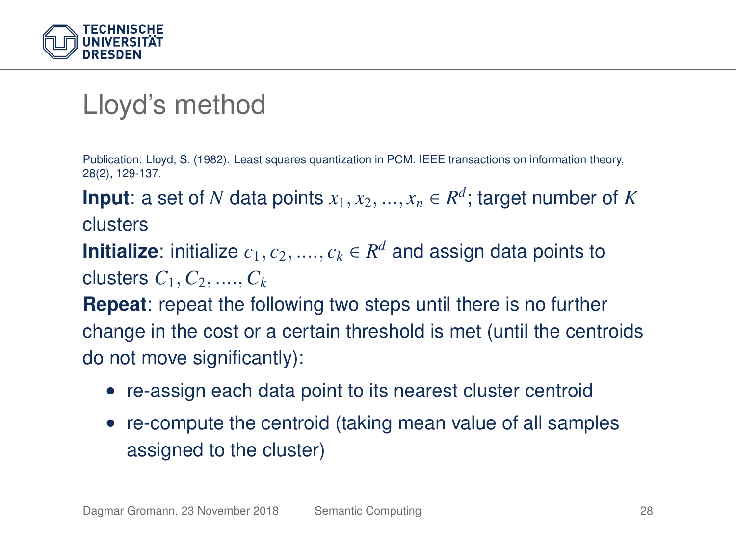# Lloyd's method

Publication: Lloyd, S. (1982). Least squares quantization in PCM. IEEE transactions on information theory, 28(2), 129-137.

**Input**: a set of $N$ data points $x_1, x_2, ..., x_n \in R^d$; target number of $K$ clusters

**Initialize**: initialize $c_1, c_2, ...., c_k \in R^d$ and assign data points to clusters $C_1, C_2, ...., C_k$

**Repeat**: repeat the following two steps until there is no further change in the cost or a certain threshold is met (until the centroids do not move significantly):

- re-assign each data point to its nearest cluster centroid
- re-compute the centroid (taking mean value of all samples assigned to the cluster)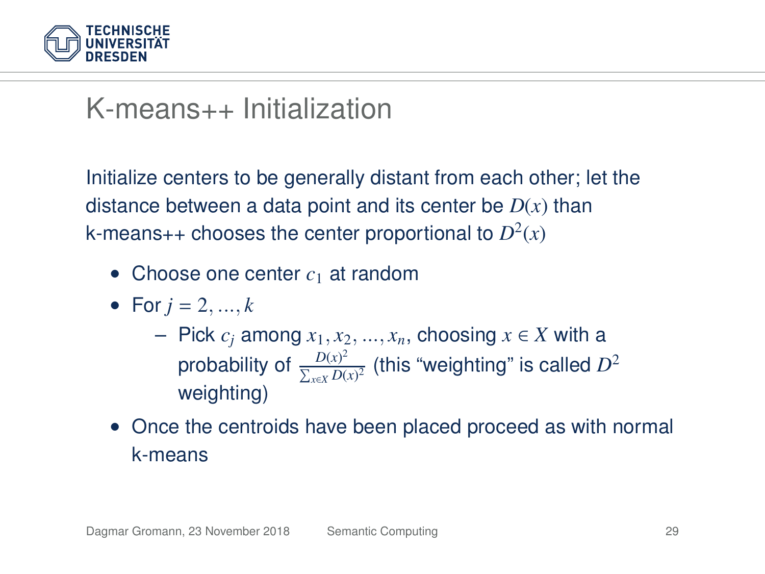# K-means++ Initialization

Initialize centers to be generally distant from each other; let the distance between a data point and its center be $D(x)$ than k-means++ chooses the center proportional to $D^2(x)$

- Choose one center $c_1$ at random
- For $j = 2, ..., k$
  - Pick $c_j$ among $x_1, x_2, ..., x_n$, choosing $x \in X$ with a probability of $\frac{D(x)^2}{\sum_{x \in X} D(x)^2}$ (this "weighting" is called $D^2$ weighting)
- Once the centroids have been placed proceed as with normal k-means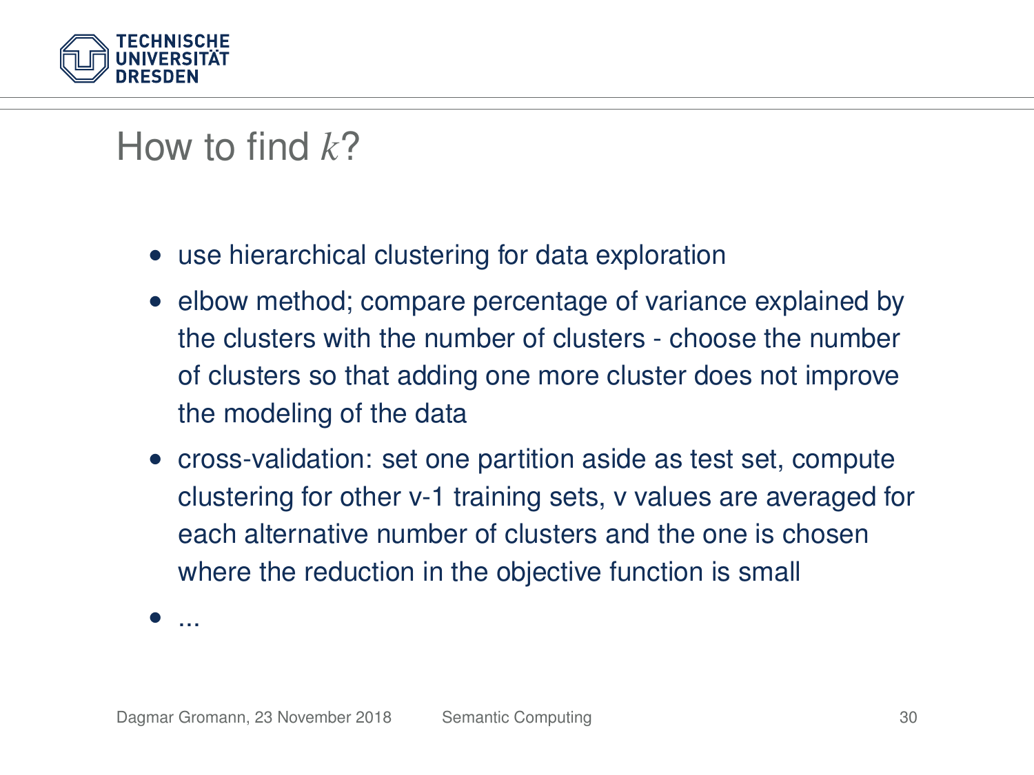# How to find $k$?

- use hierarchical clustering for data exploration
- elbow method; compare percentage of variance explained by the clusters with the number of clusters - choose the number of clusters so that adding one more cluster does not improve the modeling of the data
- cross-validation: set one partition aside as test set, compute clustering for other v-1 training sets, v values are averaged for each alternative number of clusters and the one is chosen where the reduction in the objective function is small
- ...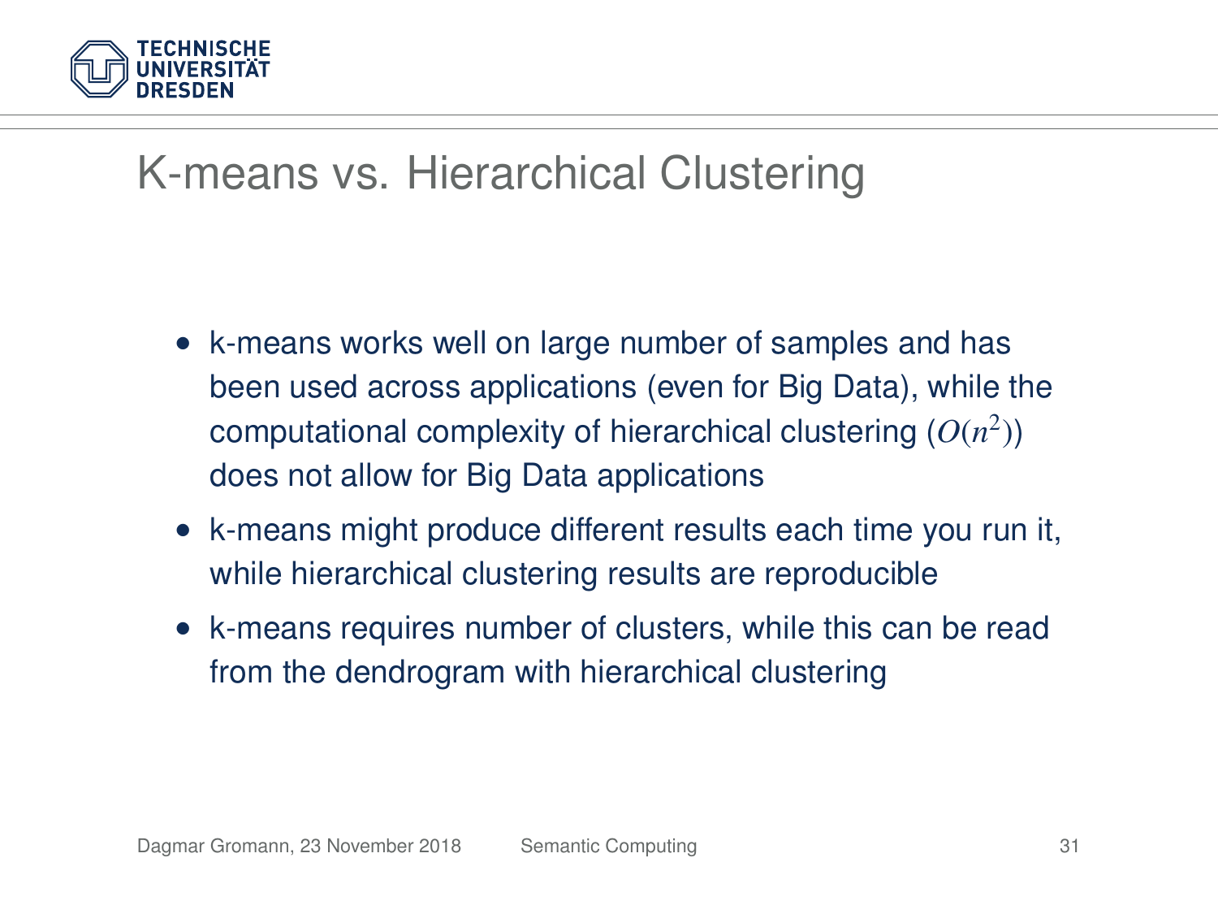# K-means vs. Hierarchical Clustering

- k-means works well on large number of samples and has been used across applications (even for Big Data), while the computational complexity of hierarchical clustering ($O(n^2)$) does not allow for Big Data applications
- k-means might produce different results each time you run it, while hierarchical clustering results are reproducible
- k-means requires number of clusters, while this can be read from the dendrogram with hierarchical clustering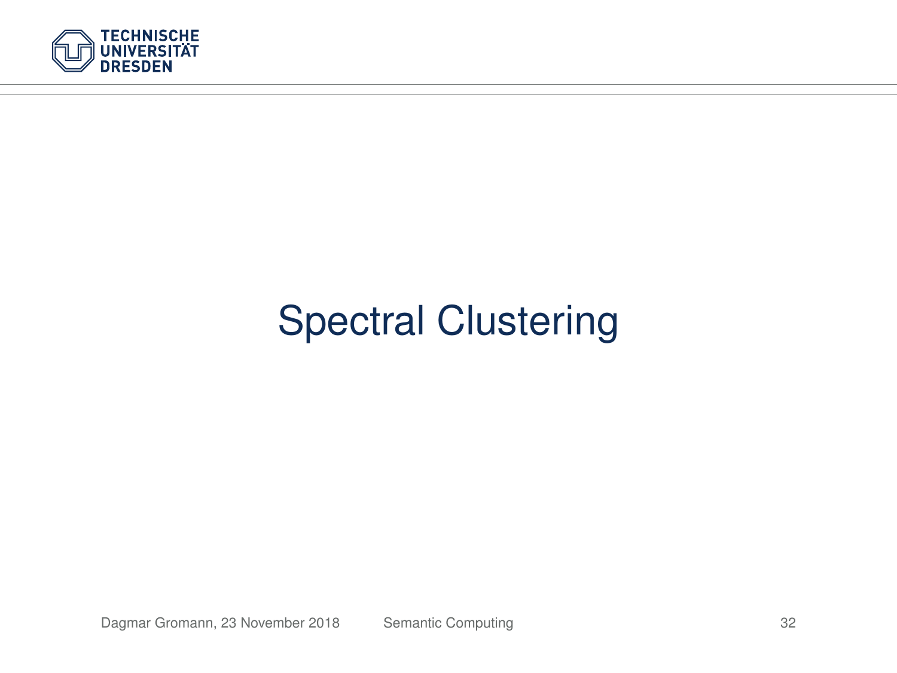# Spectral Clustering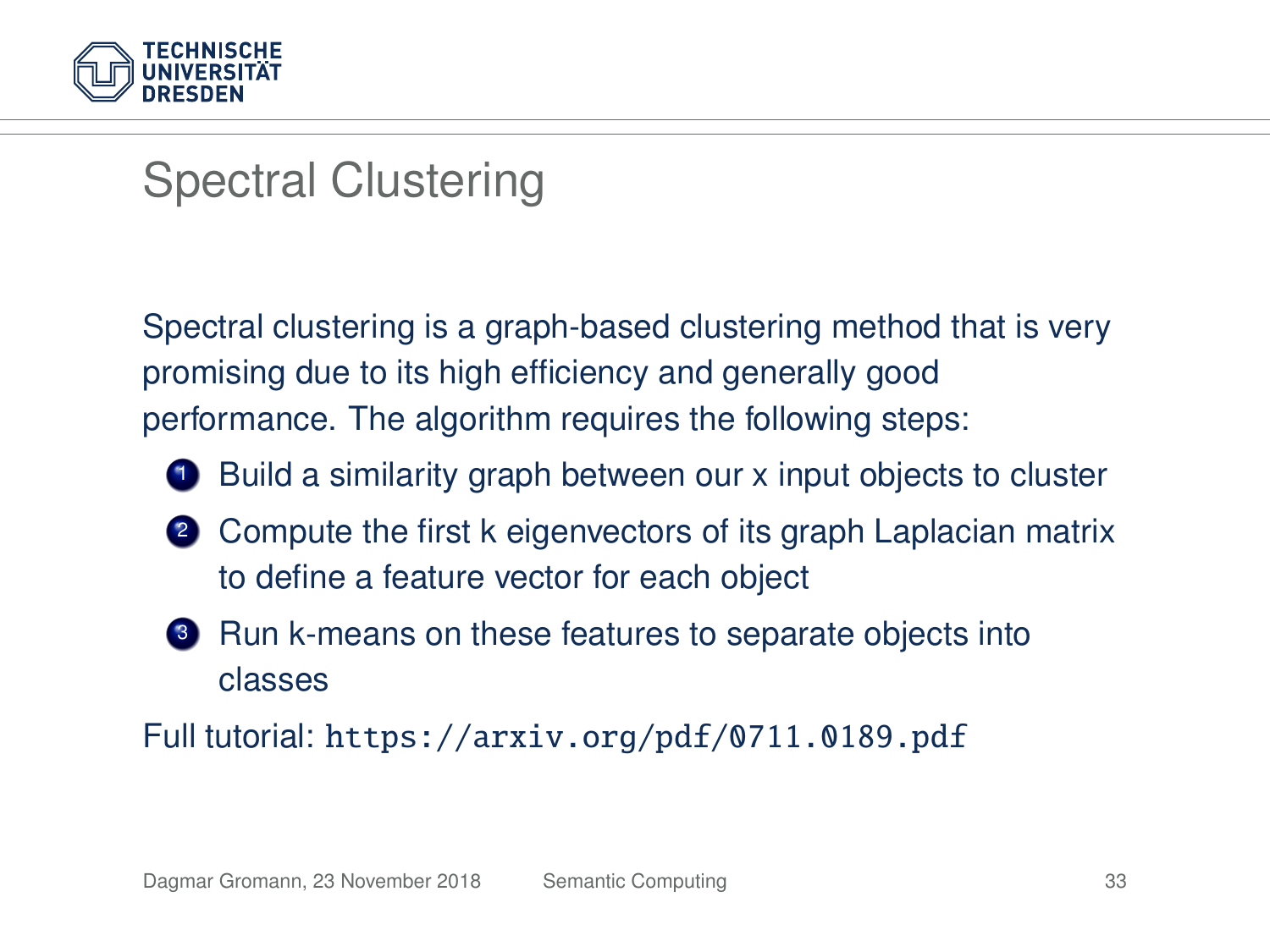# Spectral Clustering

Spectral clustering is a graph-based clustering method that is very promising due to its high efficiency and generally good performance. The algorithm requires the following steps:

1. Build a similarity graph between our x input objects to cluster
2. Compute the first k eigenvectors of its graph Laplacian matrix to define a feature vector for each object
3. Run k-means on these features to separate objects into classes

Full tutorial: `https://arxiv.org/pdf/0711.0189.pdf`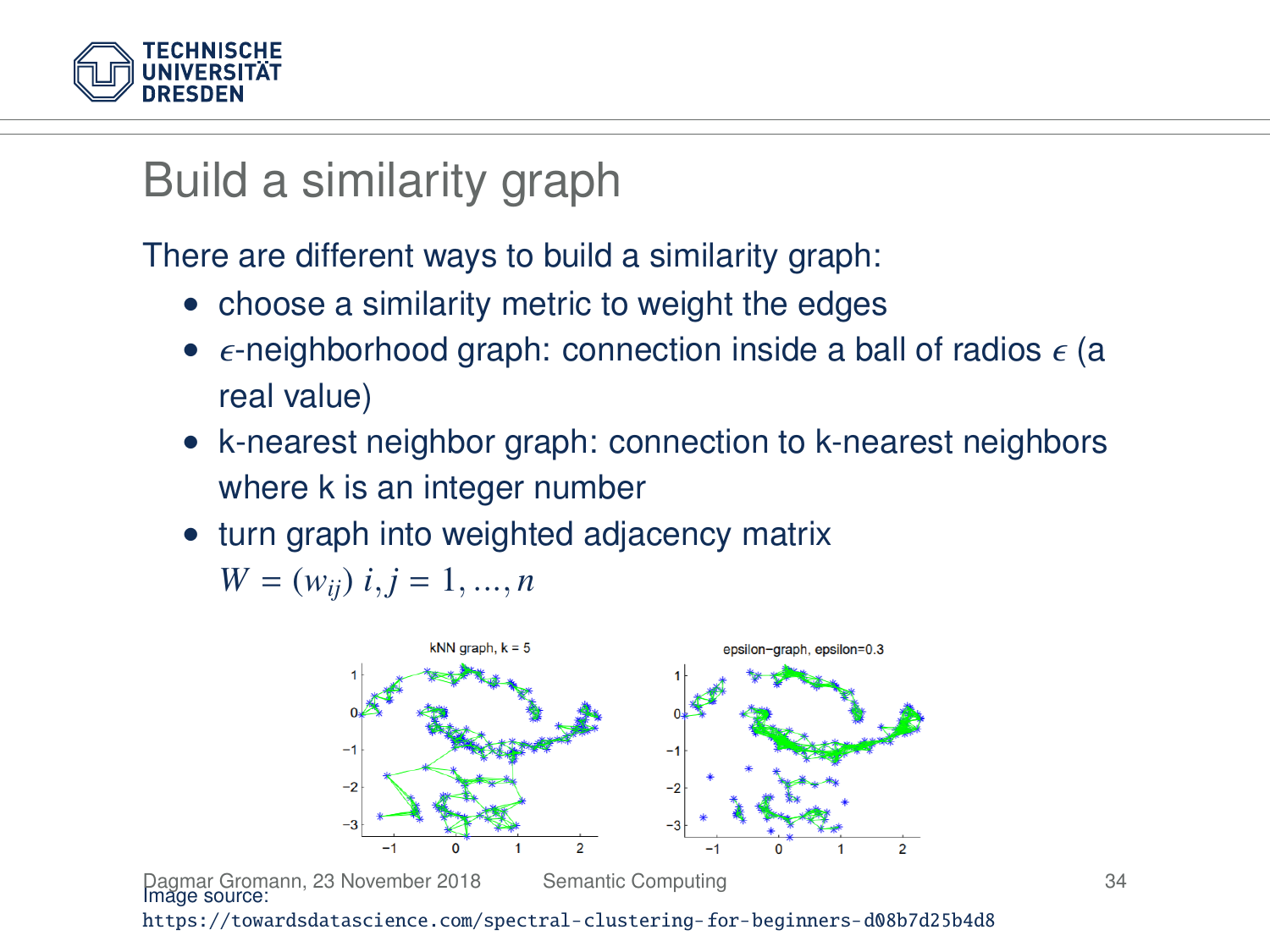# Build a similarity graph

There are different ways to build a similarity graph:

- choose a similarity metric to weight the edges
- $\epsilon$-neighborhood graph: connection inside a ball of radios $\epsilon$ (a real value)
- k-nearest neighbor graph: connection to k-nearest neighbors where k is an integer number
- turn graph into weighted adjacency matrix $W = (w_{ij})\ i, j = 1, ..., n$

Image source:
https://towardsdatascience.com/spectral-clustering-for-beginners-d08b7d25b4d8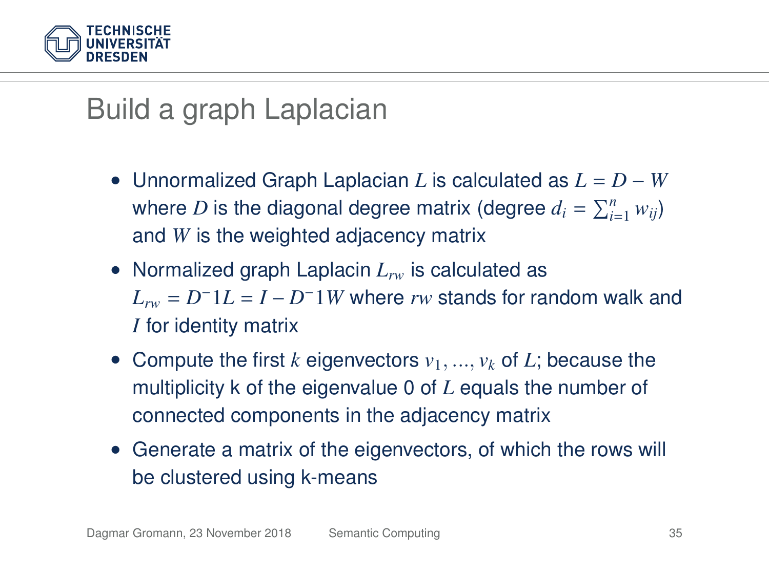## Build a graph Laplacian

- Unnormalized Graph Laplacian $L$ is calculated as $L = D - W$ where $D$ is the diagonal degree matrix (degree $d_i = \sum_{i=1}^{n} w_{ij}$) and $W$ is the weighted adjacency matrix
- Normalized graph Laplacin $L_{rw}$ is calculated as $L_{rw} = D^{-}1L = I - D^{-}1W$ where $rw$ stands for random walk and $I$ for identity matrix
- Compute the first $k$ eigenvectors $v_1, ..., v_k$ of $L$; because the multiplicity k of the eigenvalue 0 of $L$ equals the number of connected components in the adjacency matrix
- Generate a matrix of the eigenvectors, of which the rows will be clustered using k-means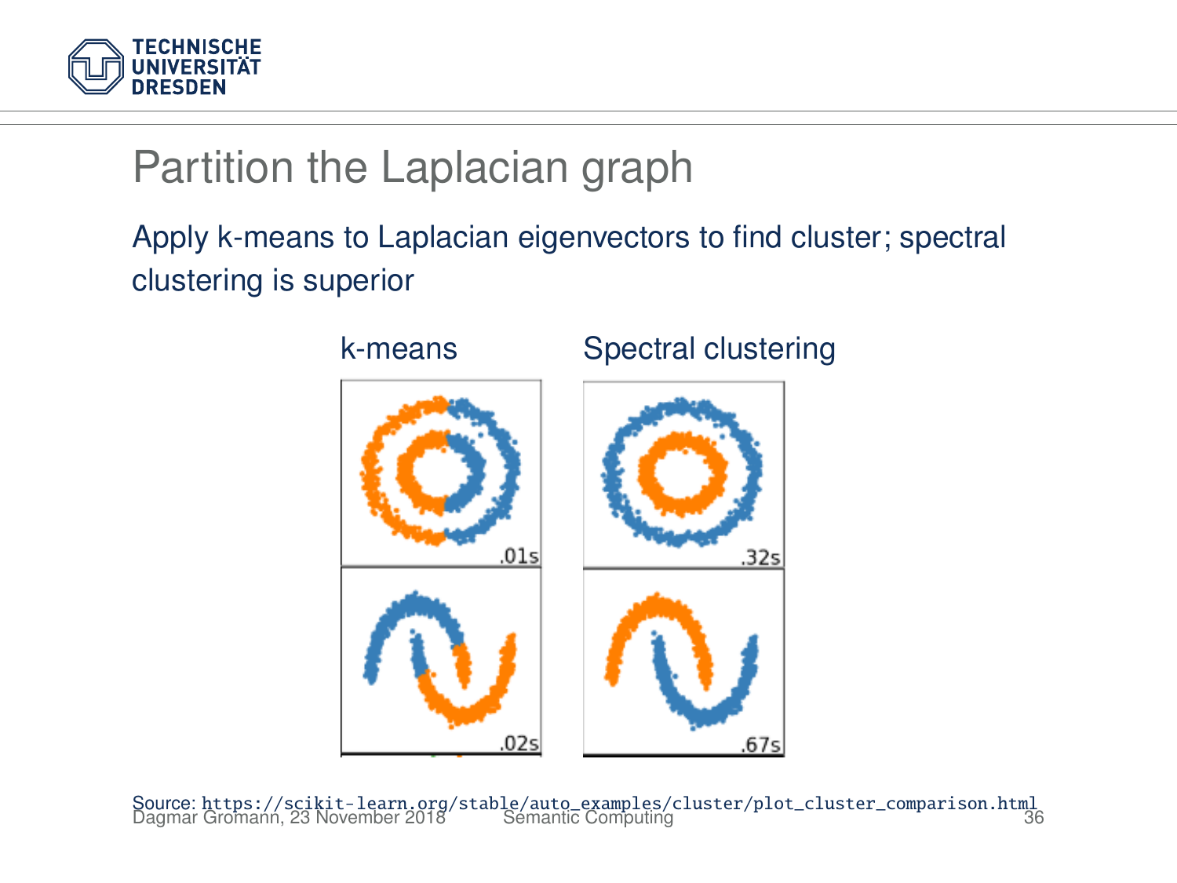# Partition the Laplacian graph

Apply k-means to Laplacian eigenvectors to find cluster; spectral clustering is superior

k-means

Spectral clustering

Source: https://scikit-learn.org/stable/auto_examples/cluster/plot_cluster_comparison.html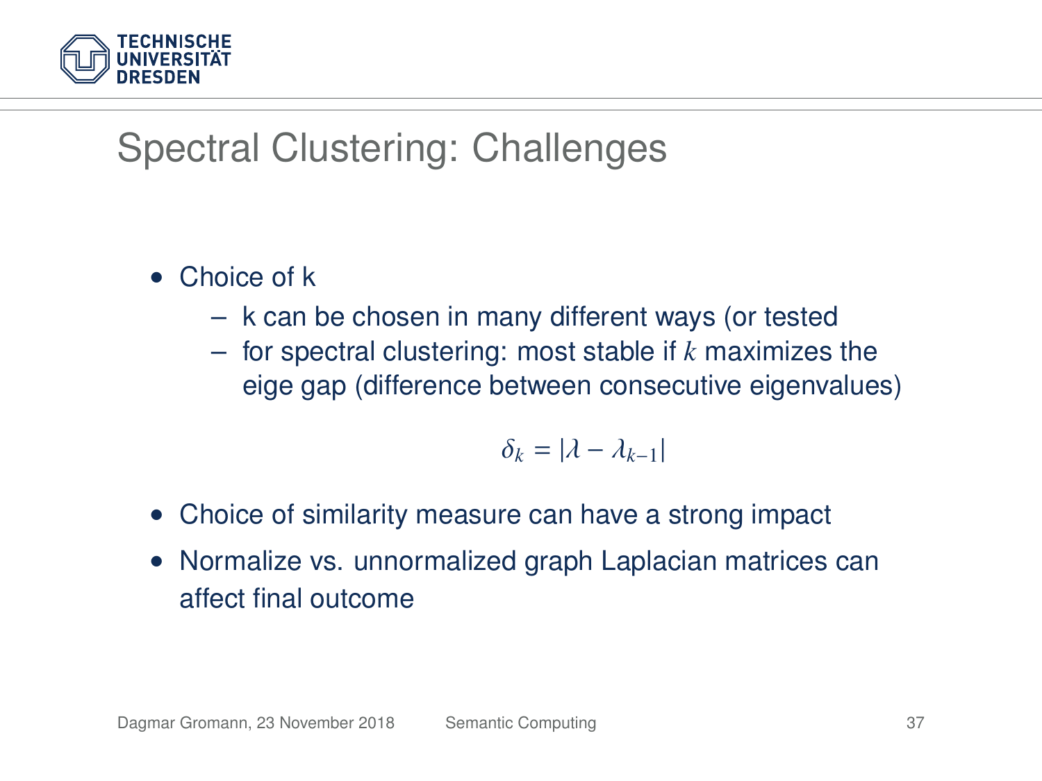# Spectral Clustering: Challenges

- Choice of k
  - k can be chosen in many different ways (or tested
  - for spectral clustering: most stable if $k$ maximizes the eige gap (difference between consecutive eigenvalues)

$$\delta_k = |\lambda - \lambda_{k-1}|$$

- Choice of similarity measure can have a strong impact
- Normalize vs. unnormalized graph Laplacian matrices can affect final outcome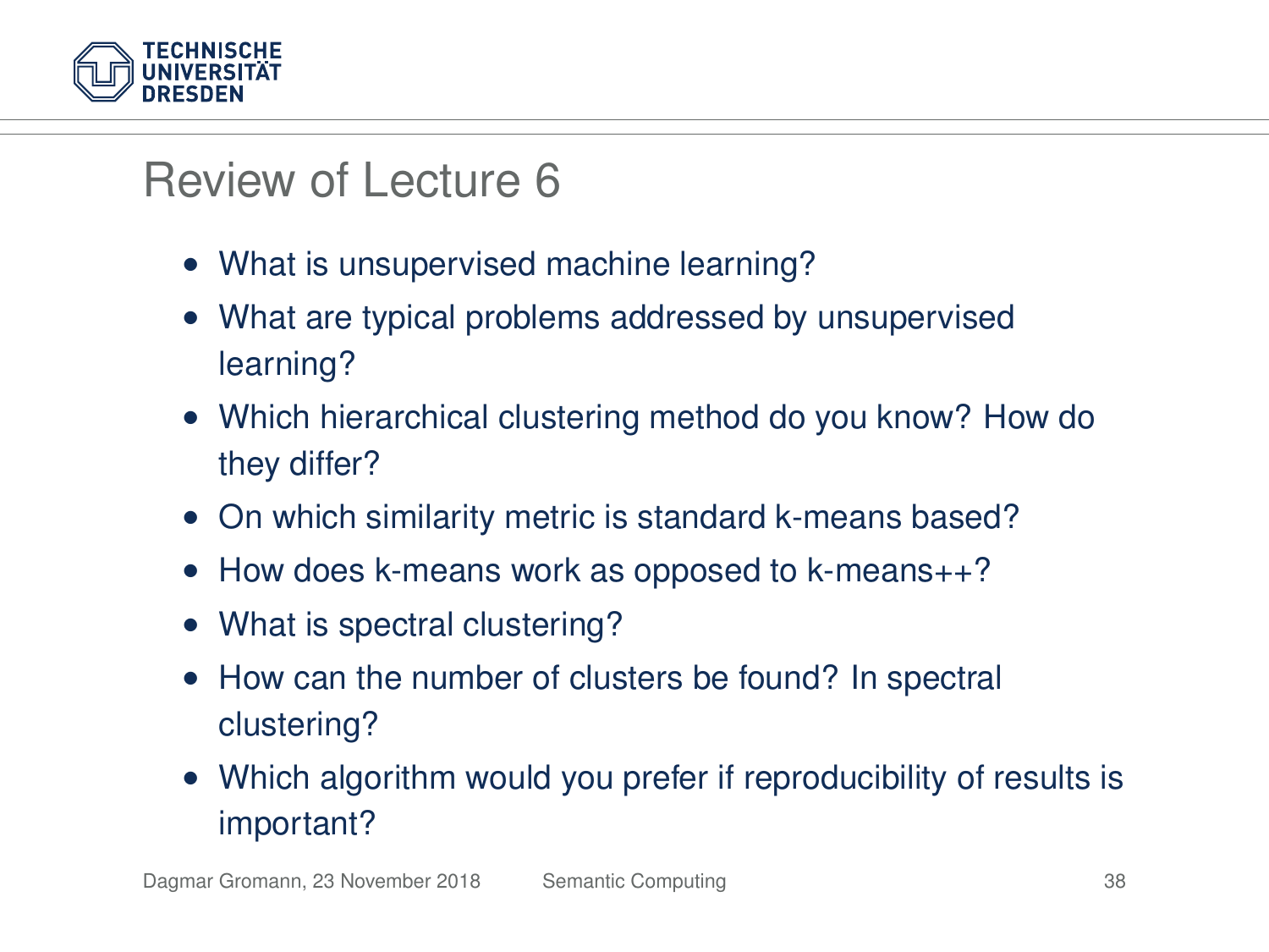# Review of Lecture 6

- What is unsupervised machine learning?
- What are typical problems addressed by unsupervised learning?
- Which hierarchical clustering method do you know? How do they differ?
- On which similarity metric is standard k-means based?
- How does k-means work as opposed to k-means++?
- What is spectral clustering?
- How can the number of clusters be found? In spectral clustering?
- Which algorithm would you prefer if reproducibility of results is important?